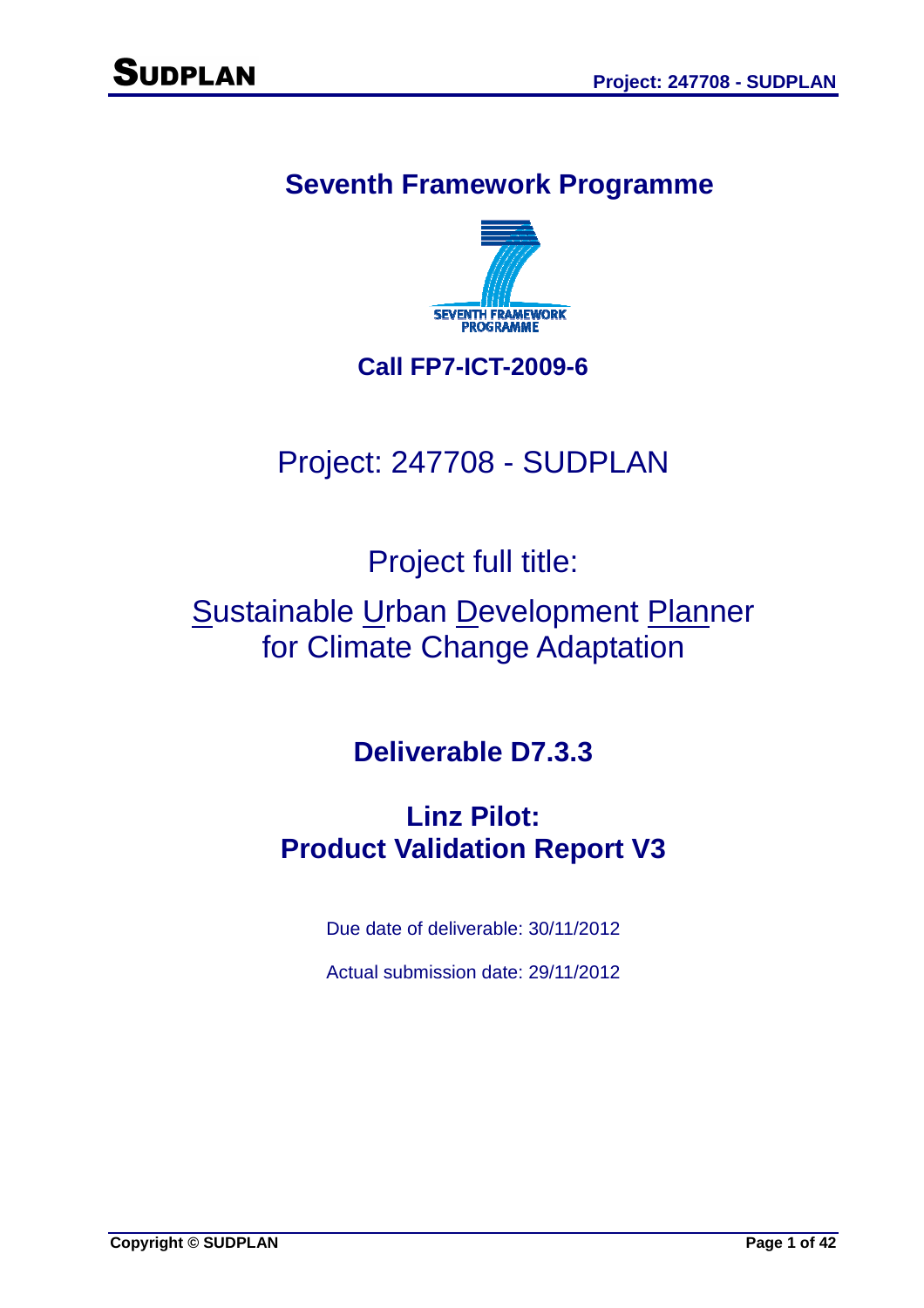# Seventh Framework Programme

**Call FP7-ICT-2009-6**

Project: 247708 - SUDPLAN

Project full title:

Sustainable Urban Development Planner for Climate Change Adaptation

## Deliverable D7.3.3

## Linz Pilot: Product Validation Report V3

Due date of deliverable: 30/11/2012

Actual submission date: 29/11/2012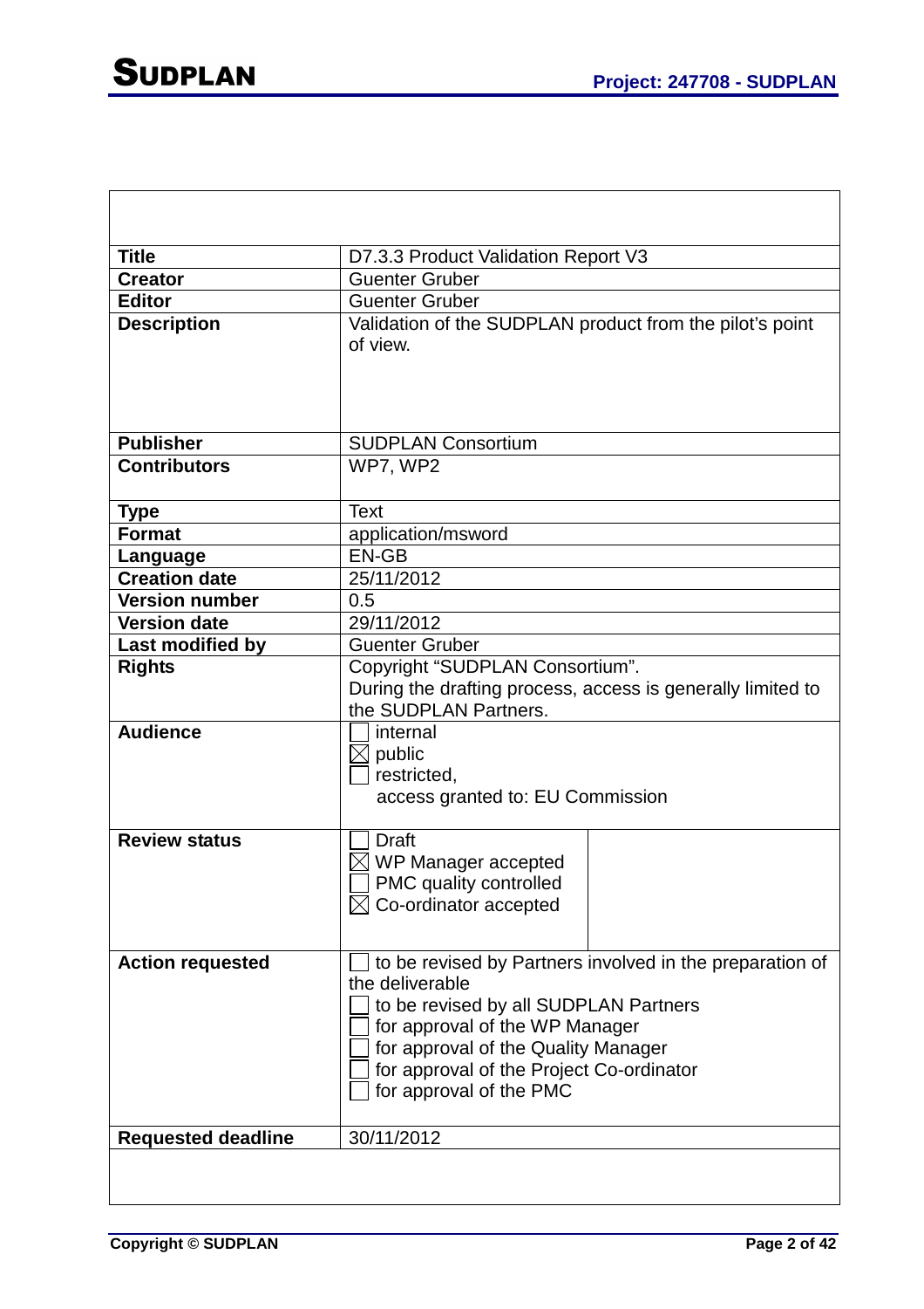| | |
|---|---|
| **Title** | D7.3.3 Product Validation Report V3 |
| **Creator** | Guenter Gruber |
| **Editor** | Guenter Gruber |
| **Description** | Validation of the SUDPLAN product from the pilot's point of view. |
| **Publisher** | SUDPLAN Consortium |
| **Contributors** | WP7, WP2 |
| **Type** | Text |
| **Format** | application/msword |
| **Language** | EN-GB |
| **Creation date** | 25/11/2012 |
| **Version number** | 0.5 |
| **Version date** | 29/11/2012 |
| **Last modified by** | Guenter Gruber |
| **Rights** | Copyright "SUDPLAN Consortium".<br>During the drafting process, access is generally limited to the SUDPLAN Partners. |
| **Audience** | ☐ internal<br>☒ public<br>☐ restricted,<br>access granted to: EU Commission |
| **Review status** | ☐ Draft<br>☒ WP Manager accepted<br>☐ PMC quality controlled<br>☒ Co-ordinator accepted |
| **Action requested** | ☐ to be revised by Partners involved in the preparation of the deliverable<br>☐ to be revised by all SUDPLAN Partners<br>☐ for approval of the WP Manager<br>☐ for approval of the Quality Manager<br>☐ for approval of the Project Co-ordinator<br>☐ for approval of the PMC |
| **Requested deadline** | 30/11/2012 |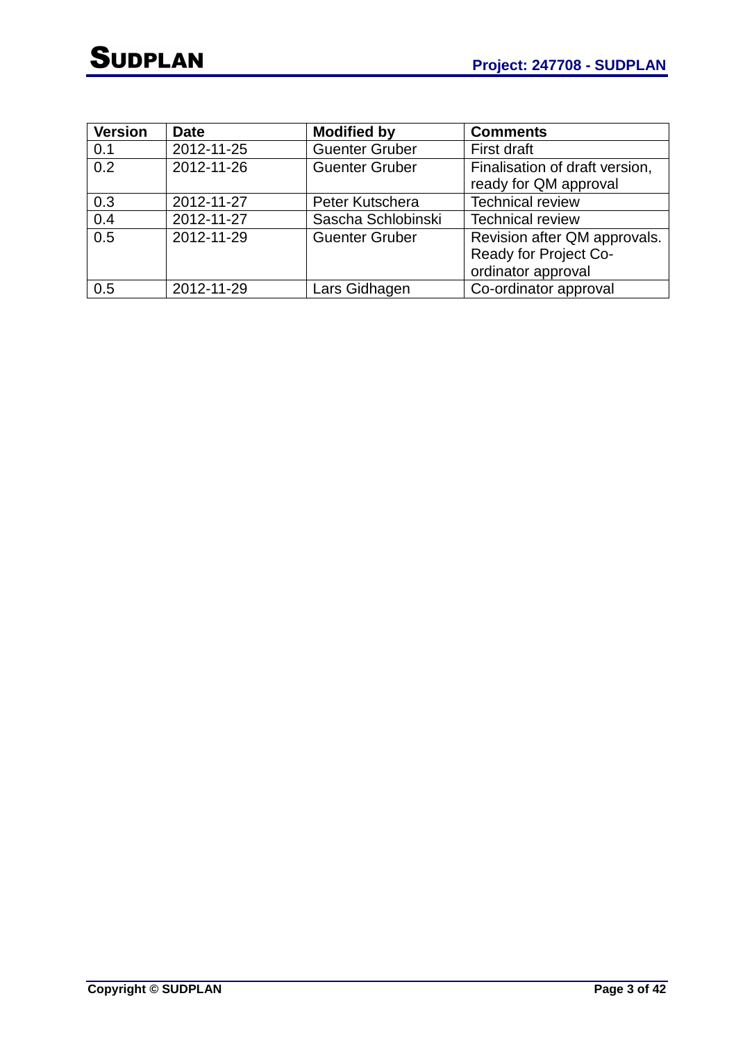| Version | Date | Modified by | Comments |
|---|---|---|---|
| 0.1 | 2012-11-25 | Guenter Gruber | First draft |
| 0.2 | 2012-11-26 | Guenter Gruber | Finalisation of draft version, ready for QM approval |
| 0.3 | 2012-11-27 | Peter Kutschera | Technical review |
| 0.4 | 2012-11-27 | Sascha Schlobinski | Technical review |
| 0.5 | 2012-11-29 | Guenter Gruber | Revision after QM approvals. Ready for Project Co-ordinator approval |
| 0.5 | 2012-11-29 | Lars Gidhagen | Co-ordinator approval |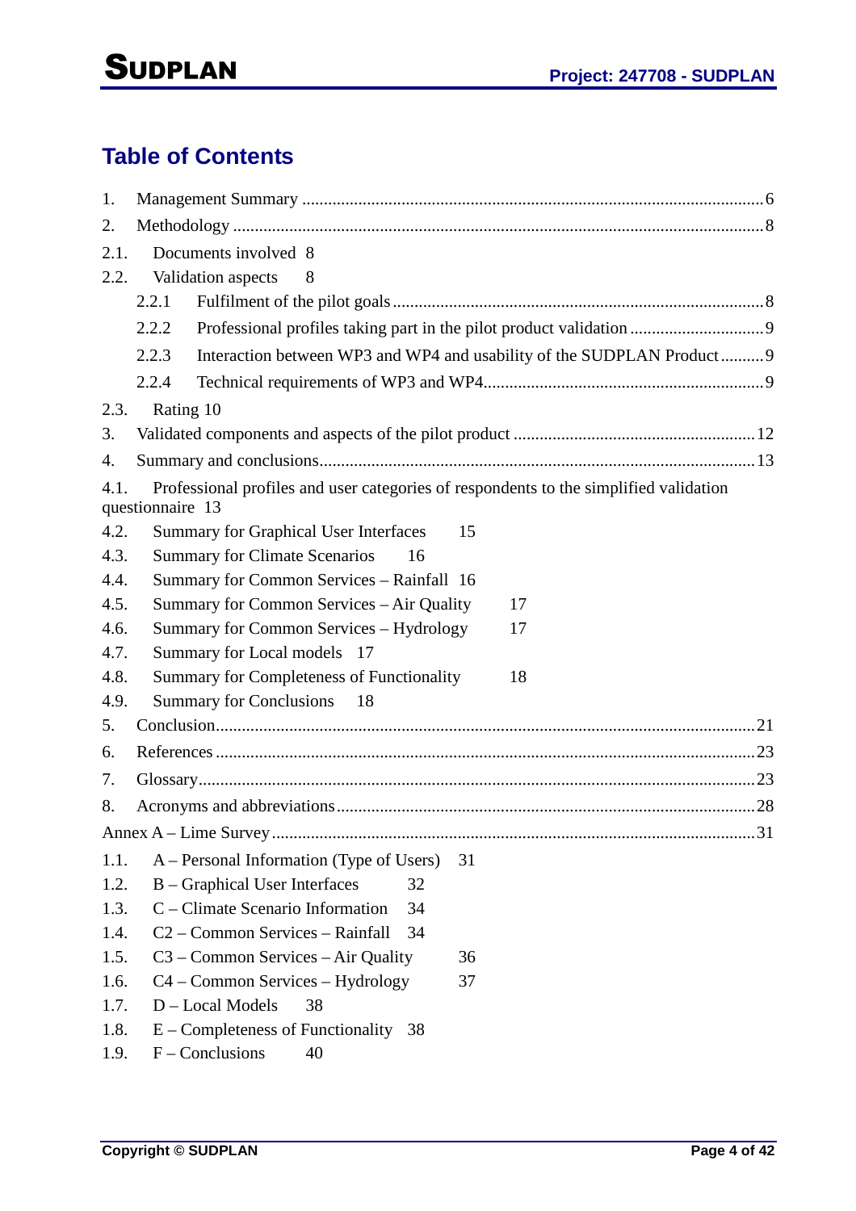## Table of Contents

1. Management Summary .......... 6
2. Methodology .......... 8

2.1. Documents involved 8

2.2. Validation aspects 8

- 2.2.1 Fulfilment of the pilot goals .......... 8
- 2.2.2 Professional profiles taking part in the pilot product validation .......... 9
- 2.2.3 Interaction between WP3 and WP4 and usability of the SUDPLAN Product .......... 9
- 2.2.4 Technical requirements of WP3 and WP4 .......... 9

2.3. Rating 10

3. Validated components and aspects of the pilot product .......... 12
4. Summary and conclusions .......... 13

4.1. Professional profiles and user categories of respondents to the simplified validation questionnaire 13

4.2. Summary for Graphical User Interfaces 15

4.3. Summary for Climate Scenarios 16

4.4. Summary for Common Services – Rainfall 16

4.5. Summary for Common Services – Air Quality 17

4.6. Summary for Common Services – Hydrology 17

4.7. Summary for Local models 17

4.8. Summary for Completeness of Functionality 18

4.9. Summary for Conclusions 18

5. Conclusion .......... 21
6. References .......... 23
7. Glossary .......... 23
8. Acronyms and abbreviations .......... 28

Annex A – Lime Survey .......... 31

1.1. A – Personal Information (Type of Users) 31

1.2. B – Graphical User Interfaces 32

1.3. C – Climate Scenario Information 34

1.4. C2 – Common Services – Rainfall 34

1.5. C3 – Common Services – Air Quality 36

1.6. C4 – Common Services – Hydrology 37

1.7. D – Local Models 38

1.8. E – Completeness of Functionality 38

1.9. F – Conclusions 40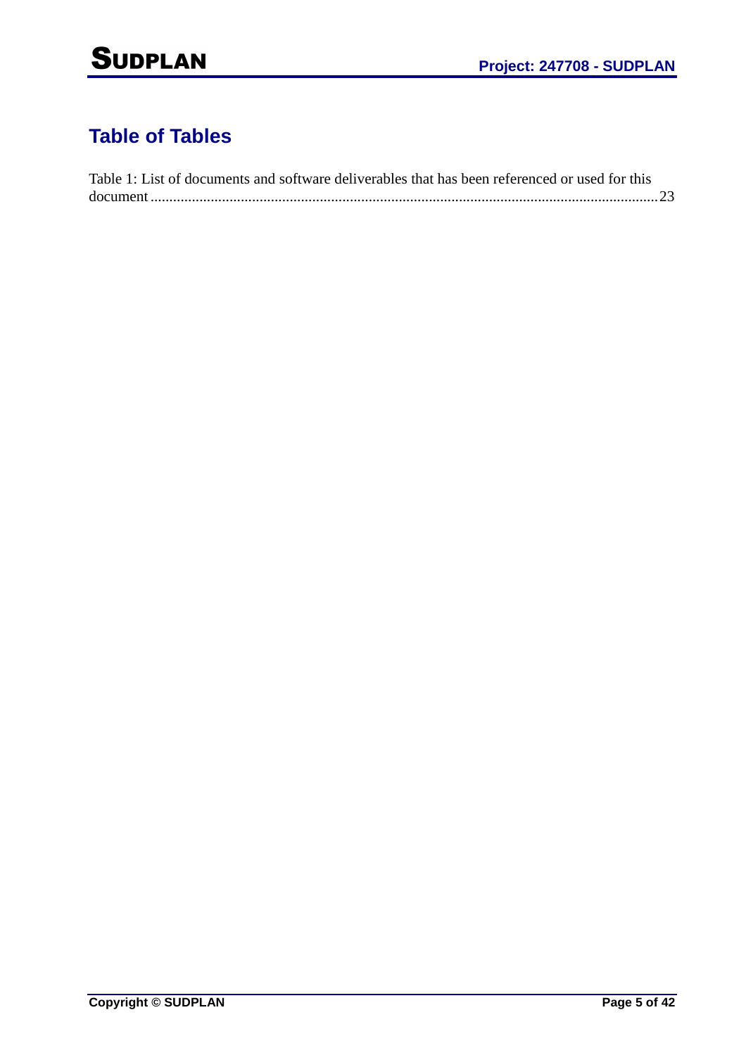# Table of Tables

Table 1: List of documents and software deliverables that has been referenced or used for this document ........ 23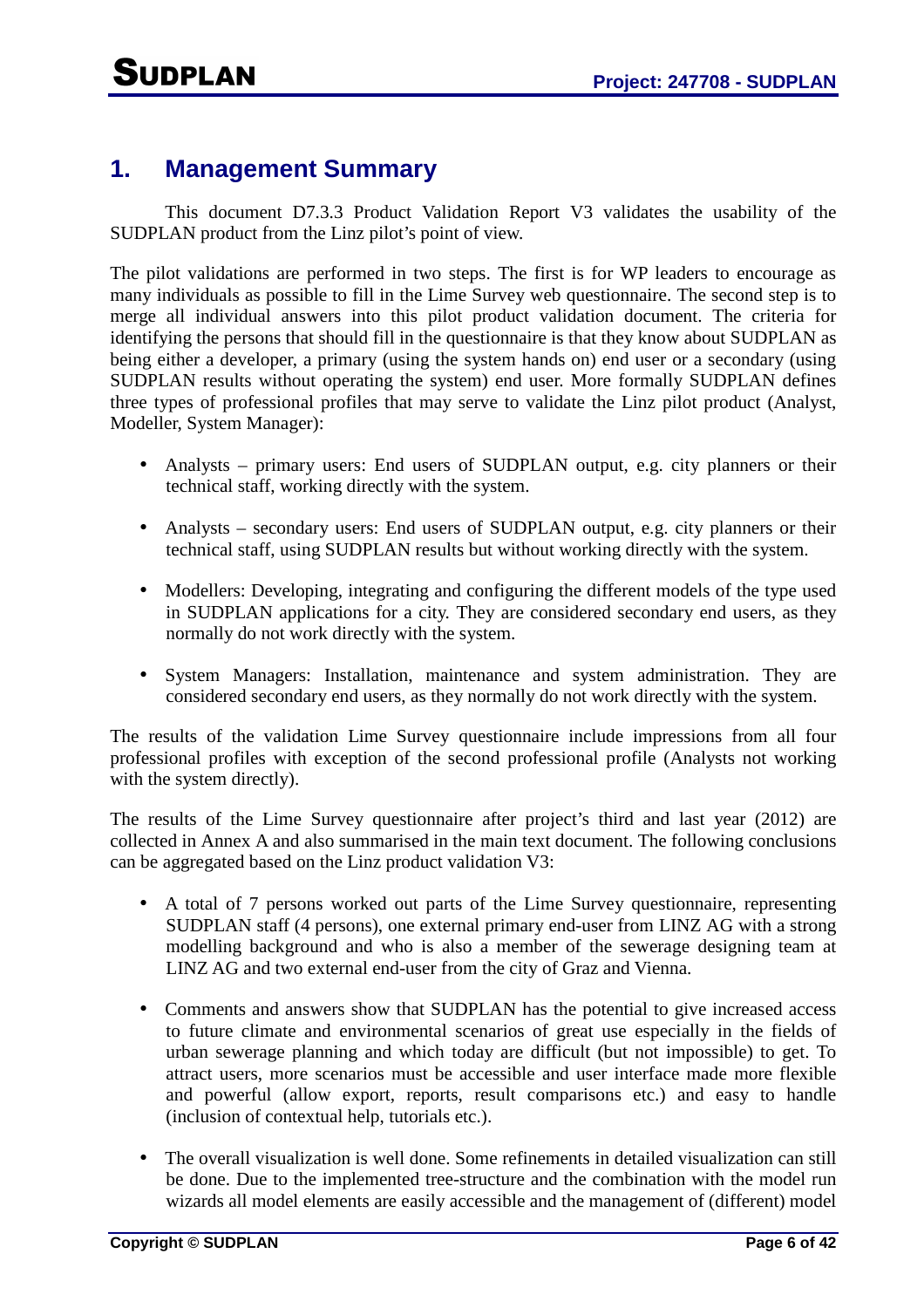# 1. Management Summary

This document D7.3.3 Product Validation Report V3 validates the usability of the SUDPLAN product from the Linz pilot's point of view.

The pilot validations are performed in two steps. The first is for WP leaders to encourage as many individuals as possible to fill in the Lime Survey web questionnaire. The second step is to merge all individual answers into this pilot product validation document. The criteria for identifying the persons that should fill in the questionnaire is that they know about SUDPLAN as being either a developer, a primary (using the system hands on) end user or a secondary (using SUDPLAN results without operating the system) end user. More formally SUDPLAN defines three types of professional profiles that may serve to validate the Linz pilot product (Analyst, Modeller, System Manager):

- Analysts – primary users: End users of SUDPLAN output, e.g. city planners or their technical staff, working directly with the system.
- Analysts – secondary users: End users of SUDPLAN output, e.g. city planners or their technical staff, using SUDPLAN results but without working directly with the system.
- Modellers: Developing, integrating and configuring the different models of the type used in SUDPLAN applications for a city. They are considered secondary end users, as they normally do not work directly with the system.
- System Managers: Installation, maintenance and system administration. They are considered secondary end users, as they normally do not work directly with the system.

The results of the validation Lime Survey questionnaire include impressions from all four professional profiles with exception of the second professional profile (Analysts not working with the system directly).

The results of the Lime Survey questionnaire after project's third and last year (2012) are collected in Annex A and also summarised in the main text document. The following conclusions can be aggregated based on the Linz product validation V3:

- A total of 7 persons worked out parts of the Lime Survey questionnaire, representing SUDPLAN staff (4 persons), one external primary end-user from LINZ AG with a strong modelling background and who is also a member of the sewerage designing team at LINZ AG and two external end-user from the city of Graz and Vienna.
- Comments and answers show that SUDPLAN has the potential to give increased access to future climate and environmental scenarios of great use especially in the fields of urban sewerage planning and which today are difficult (but not impossible) to get. To attract users, more scenarios must be accessible and user interface made more flexible and powerful (allow export, reports, result comparisons etc.) and easy to handle (inclusion of contextual help, tutorials etc.).
- The overall visualization is well done. Some refinements in detailed visualization can still be done. Due to the implemented tree-structure and the combination with the model run wizards all model elements are easily accessible and the management of (different) model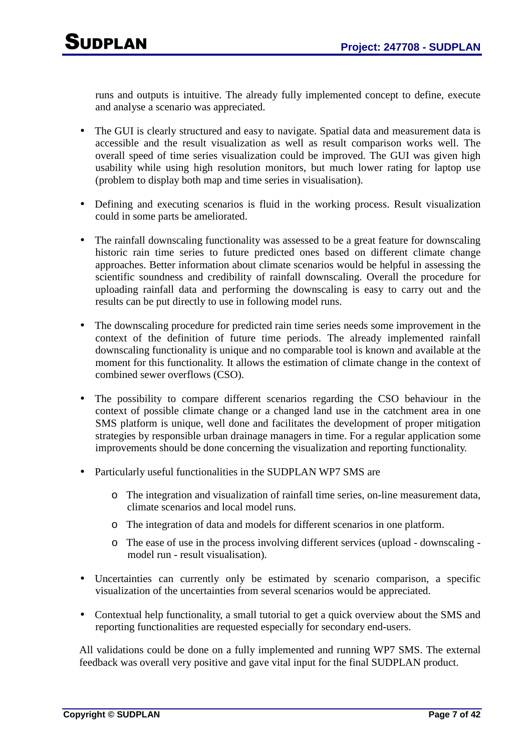runs and outputs is intuitive. The already fully implemented concept to define, execute and analyse a scenario was appreciated.

- The GUI is clearly structured and easy to navigate. Spatial data and measurement data is accessible and the result visualization as well as result comparison works well. The overall speed of time series visualization could be improved. The GUI was given high usability while using high resolution monitors, but much lower rating for laptop use (problem to display both map and time series in visualisation).

- Defining and executing scenarios is fluid in the working process. Result visualization could in some parts be ameliorated.

- The rainfall downscaling functionality was assessed to be a great feature for downscaling historic rain time series to future predicted ones based on different climate change approaches. Better information about climate scenarios would be helpful in assessing the scientific soundness and credibility of rainfall downscaling. Overall the procedure for uploading rainfall data and performing the downscaling is easy to carry out and the results can be put directly to use in following model runs.

- The downscaling procedure for predicted rain time series needs some improvement in the context of the definition of future time periods. The already implemented rainfall downscaling functionality is unique and no comparable tool is known and available at the moment for this functionality. It allows the estimation of climate change in the context of combined sewer overflows (CSO).

- The possibility to compare different scenarios regarding the CSO behaviour in the context of possible climate change or a changed land use in the catchment area in one SMS platform is unique, well done and facilitates the development of proper mitigation strategies by responsible urban drainage managers in time. For a regular application some improvements should be done concerning the visualization and reporting functionality.

- Particularly useful functionalities in the SUDPLAN WP7 SMS are
  - The integration and visualization of rainfall time series, on-line measurement data, climate scenarios and local model runs.
  - The integration of data and models for different scenarios in one platform.
  - The ease of use in the process involving different services (upload - downscaling - model run - result visualisation).

- Uncertainties can currently only be estimated by scenario comparison, a specific visualization of the uncertainties from several scenarios would be appreciated.

- Contextual help functionality, a small tutorial to get a quick overview about the SMS and reporting functionalities are requested especially for secondary end-users.

All validations could be done on a fully implemented and running WP7 SMS. The external feedback was overall very positive and gave vital input for the final SUDPLAN product.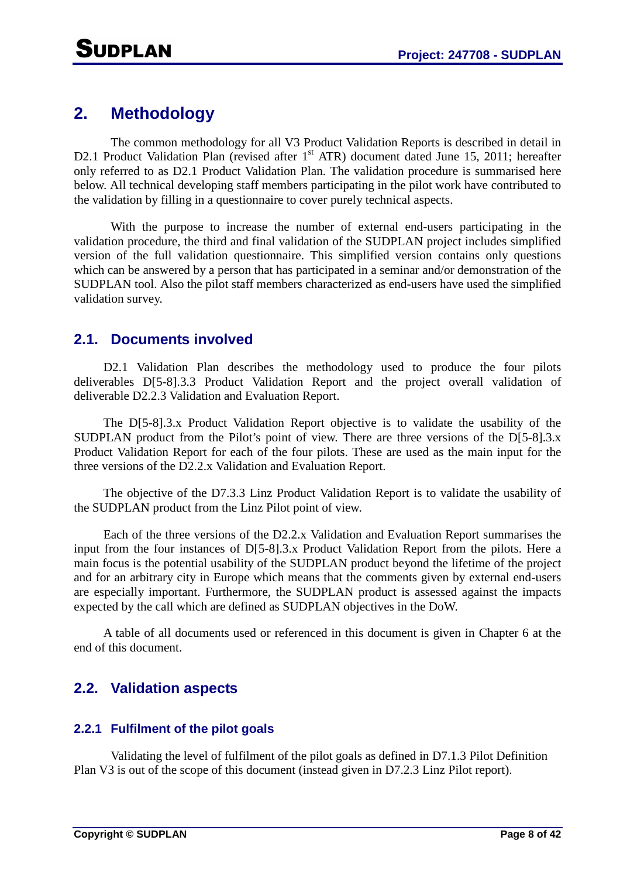# 2. Methodology

The common methodology for all V3 Product Validation Reports is described in detail in D2.1 Product Validation Plan (revised after 1st ATR) document dated June 15, 2011; hereafter only referred to as D2.1 Product Validation Plan. The validation procedure is summarised here below. All technical developing staff members participating in the pilot work have contributed to the validation by filling in a questionnaire to cover purely technical aspects.

With the purpose to increase the number of external end-users participating in the validation procedure, the third and final validation of the SUDPLAN project includes simplified version of the full validation questionnaire. This simplified version contains only questions which can be answered by a person that has participated in a seminar and/or demonstration of the SUDPLAN tool. Also the pilot staff members characterized as end-users have used the simplified validation survey.

## 2.1. Documents involved

D2.1 Validation Plan describes the methodology used to produce the four pilots deliverables D[5-8].3.3 Product Validation Report and the project overall validation of deliverable D2.2.3 Validation and Evaluation Report.

The D[5-8].3.x Product Validation Report objective is to validate the usability of the SUDPLAN product from the Pilot's point of view. There are three versions of the D[5-8].3.x Product Validation Report for each of the four pilots. These are used as the main input for the three versions of the D2.2.x Validation and Evaluation Report.

The objective of the D7.3.3 Linz Product Validation Report is to validate the usability of the SUDPLAN product from the Linz Pilot point of view.

Each of the three versions of the D2.2.x Validation and Evaluation Report summarises the input from the four instances of D[5-8].3.x Product Validation Report from the pilots. Here a main focus is the potential usability of the SUDPLAN product beyond the lifetime of the project and for an arbitrary city in Europe which means that the comments given by external end-users are especially important. Furthermore, the SUDPLAN product is assessed against the impacts expected by the call which are defined as SUDPLAN objectives in the DoW.

A table of all documents used or referenced in this document is given in Chapter 6 at the end of this document.

## 2.2. Validation aspects

### 2.2.1 Fulfilment of the pilot goals

Validating the level of fulfilment of the pilot goals as defined in D7.1.3 Pilot Definition Plan V3 is out of the scope of this document (instead given in D7.2.3 Linz Pilot report).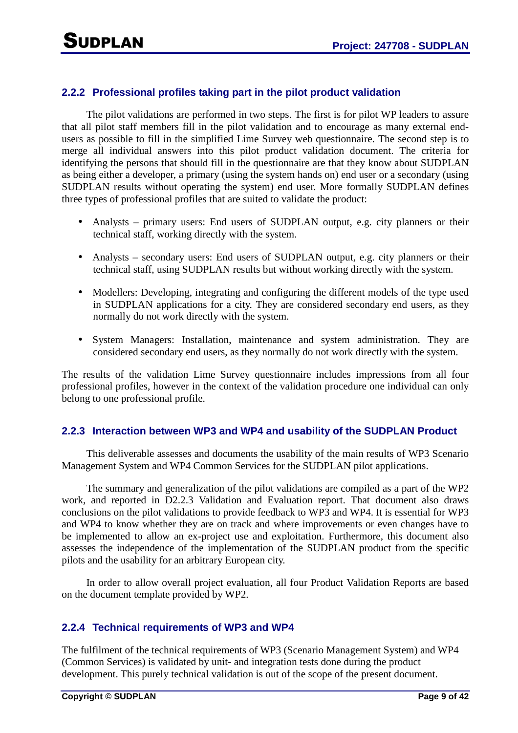### 2.2.2 Professional profiles taking part in the pilot product validation

The pilot validations are performed in two steps. The first is for pilot WP leaders to assure that all pilot staff members fill in the pilot validation and to encourage as many external end-users as possible to fill in the simplified Lime Survey web questionnaire. The second step is to merge all individual answers into this pilot product validation document. The criteria for identifying the persons that should fill in the questionnaire are that they know about SUDPLAN as being either a developer, a primary (using the system hands on) end user or a secondary (using SUDPLAN results without operating the system) end user. More formally SUDPLAN defines three types of professional profiles that are suited to validate the product:

- Analysts – primary users: End users of SUDPLAN output, e.g. city planners or their technical staff, working directly with the system.
- Analysts – secondary users: End users of SUDPLAN output, e.g. city planners or their technical staff, using SUDPLAN results but without working directly with the system.
- Modellers: Developing, integrating and configuring the different models of the type used in SUDPLAN applications for a city. They are considered secondary end users, as they normally do not work directly with the system.
- System Managers: Installation, maintenance and system administration. They are considered secondary end users, as they normally do not work directly with the system.

The results of the validation Lime Survey questionnaire includes impressions from all four professional profiles, however in the context of the validation procedure one individual can only belong to one professional profile.

### 2.2.3 Interaction between WP3 and WP4 and usability of the SUDPLAN Product

This deliverable assesses and documents the usability of the main results of WP3 Scenario Management System and WP4 Common Services for the SUDPLAN pilot applications.

The summary and generalization of the pilot validations are compiled as a part of the WP2 work, and reported in D2.2.3 Validation and Evaluation report. That document also draws conclusions on the pilot validations to provide feedback to WP3 and WP4. It is essential for WP3 and WP4 to know whether they are on track and where improvements or even changes have to be implemented to allow an ex-project use and exploitation. Furthermore, this document also assesses the independence of the implementation of the SUDPLAN product from the specific pilots and the usability for an arbitrary European city.

In order to allow overall project evaluation, all four Product Validation Reports are based on the document template provided by WP2.

### 2.2.4 Technical requirements of WP3 and WP4

The fulfilment of the technical requirements of WP3 (Scenario Management System) and WP4 (Common Services) is validated by unit- and integration tests done during the product development. This purely technical validation is out of the scope of the present document.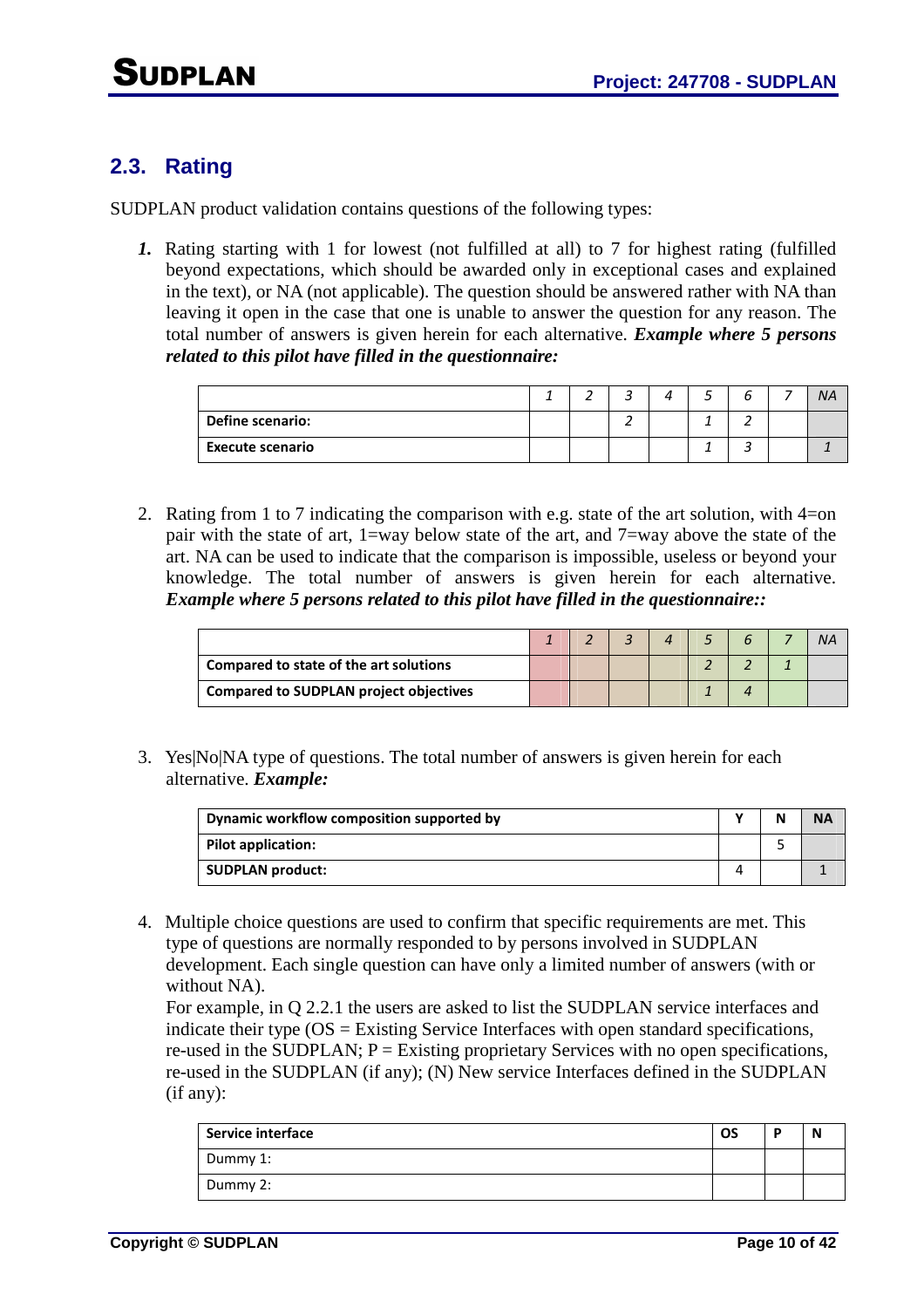## 2.3. Rating

SUDPLAN product validation contains questions of the following types:

1. Rating starting with 1 for lowest (not fulfilled at all) to 7 for highest rating (fulfilled beyond expectations, which should be awarded only in exceptional cases and explained in the text), or NA (not applicable). The question should be answered rather with NA than leaving it open in the case that one is unable to answer the question for any reason. The total number of answers is given herein for each alternative. ***Example where 5 persons related to this pilot have filled in the questionnaire:***

| | *1* | *2* | *3* | *4* | *5* | *6* | *7* | *NA* |
|---|---|---|---|---|---|---|---|---|
| **Define scenario:** | | | *2* | | *1* | *2* | | |
| **Execute scenario** | | | | | *1* | *3* | | *1* |

2. Rating from 1 to 7 indicating the comparison with e.g. state of the art solution, with 4=on pair with the state of art, 1=way below state of the art, and 7=way above the state of the art. NA can be used to indicate that the comparison is impossible, useless or beyond your knowledge. The total number of answers is given herein for each alternative. ***Example where 5 persons related to this pilot have filled in the questionnaire::***

| | *1* | *2* | *3* | *4* | *5* | *6* | *7* | *NA* |
|---|---|---|---|---|---|---|---|---|
| **Compared to state of the art solutions** | | | | | *2* | *2* | *1* | |
| **Compared to SUDPLAN project objectives** | | | | | *1* | *4* | | |

3. Yes|No|NA type of questions. The total number of answers is given herein for each alternative. ***Example:***

| **Dynamic workflow composition supported by** | **Y** | **N** | **NA** |
|---|---|---|---|
| **Pilot application:** | | 5 | |
| **SUDPLAN product:** | 4 | | 1 |

4. Multiple choice questions are used to confirm that specific requirements are met. This type of questions are normally responded to by persons involved in SUDPLAN development. Each single question can have only a limited number of answers (with or without NA).
   For example, in Q 2.2.1 the users are asked to list the SUDPLAN service interfaces and indicate their type (OS = Existing Service Interfaces with open standard specifications, re-used in the SUDPLAN; P = Existing proprietary Services with no open specifications, re-used in the SUDPLAN (if any); (N) New service Interfaces defined in the SUDPLAN (if any):

| **Service interface** | **OS** | **P** | **N** |
|---|---|---|---|
| Dummy 1: | | | |
| Dummy 2: | | | |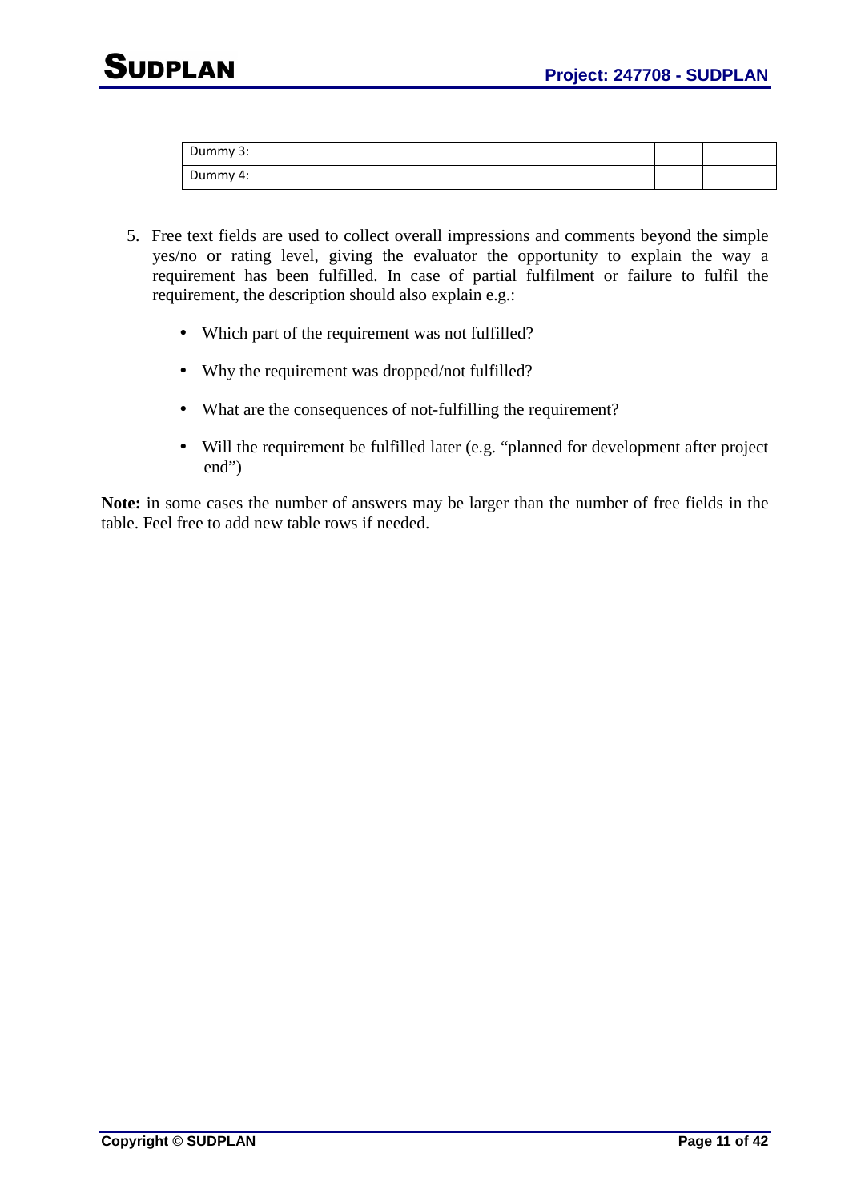| | | | |
|---|---|---|---|
| Dummy 3: | | | |
| Dummy 4: | | | |

5. Free text fields are used to collect overall impressions and comments beyond the simple yes/no or rating level, giving the evaluator the opportunity to explain the way a requirement has been fulfilled. In case of partial fulfilment or failure to fulfil the requirement, the description should also explain e.g.:

   - Which part of the requirement was not fulfilled?
   - Why the requirement was dropped/not fulfilled?
   - What are the consequences of not-fulfilling the requirement?
   - Will the requirement be fulfilled later (e.g. "planned for development after project end")

**Note:** in some cases the number of answers may be larger than the number of free fields in the table. Feel free to add new table rows if needed.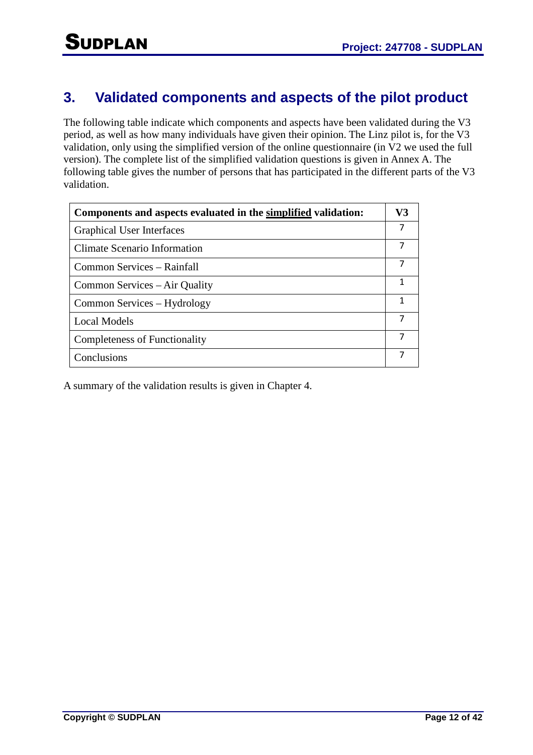# 3. Validated components and aspects of the pilot product

The following table indicate which components and aspects have been validated during the V3 period, as well as how many individuals have given their opinion. The Linz pilot is, for the V3 validation, only using the simplified version of the online questionnaire (in V2 we used the full version). The complete list of the simplified validation questions is given in Annex A. The following table gives the number of persons that has participated in the different parts of the V3 validation.

| **Components and aspects evaluated in the simplified validation:** | **V3** |
|---|---|
| Graphical User Interfaces | 7 |
| Climate Scenario Information | 7 |
| Common Services – Rainfall | 7 |
| Common Services – Air Quality | 1 |
| Common Services – Hydrology | 1 |
| Local Models | 7 |
| Completeness of Functionality | 7 |
| Conclusions | 7 |

A summary of the validation results is given in Chapter 4.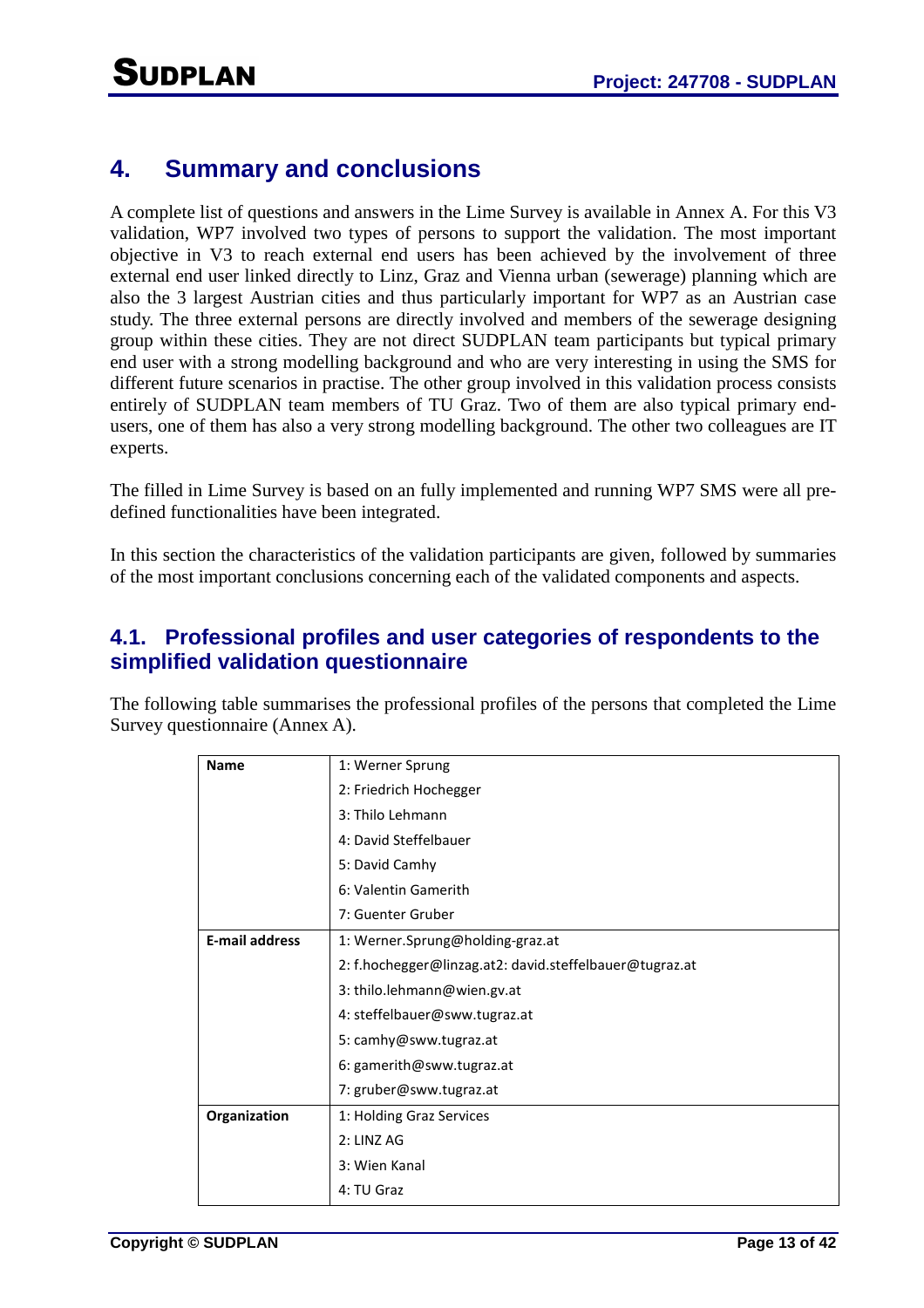# 4. Summary and conclusions

A complete list of questions and answers in the Lime Survey is available in Annex A. For this V3 validation, WP7 involved two types of persons to support the validation. The most important objective in V3 to reach external end users has been achieved by the involvement of three external end user linked directly to Linz, Graz and Vienna urban (sewerage) planning which are also the 3 largest Austrian cities and thus particularly important for WP7 as an Austrian case study. The three external persons are directly involved and members of the sewerage designing group within these cities. They are not direct SUDPLAN team participants but typical primary end user with a strong modelling background and who are very interesting in using the SMS for different future scenarios in practise. The other group involved in this validation process consists entirely of SUDPLAN team members of TU Graz. Two of them are also typical primary end-users, one of them has also a very strong modelling background. The other two colleagues are IT experts.

The filled in Lime Survey is based on an fully implemented and running WP7 SMS were all pre-defined functionalities have been integrated.

In this section the characteristics of the validation participants are given, followed by summaries of the most important conclusions concerning each of the validated components and aspects.

## 4.1. Professional profiles and user categories of respondents to the simplified validation questionnaire

The following table summarises the professional profiles of the persons that completed the Lime Survey questionnaire (Annex A).

| **Name** | 1: Werner Sprung<br>2: Friedrich Hochegger<br>3: Thilo Lehmann<br>4: David Steffelbauer<br>5: David Camhy<br>6: Valentin Gamerith<br>7: Guenter Gruber |
|---|---|
| **E-mail address** | 1: Werner.Sprung@holding-graz.at<br>2: f.hochegger@linzag.at2: david.steffelbauer@tugraz.at<br>3: thilo.lehmann@wien.gv.at<br>4: steffelbauer@sww.tugraz.at<br>5: camhy@sww.tugraz.at<br>6: gamerith@sww.tugraz.at<br>7: gruber@sww.tugraz.at |
| **Organization** | 1: Holding Graz Services<br>2: LINZ AG<br>3: Wien Kanal<br>4: TU Graz |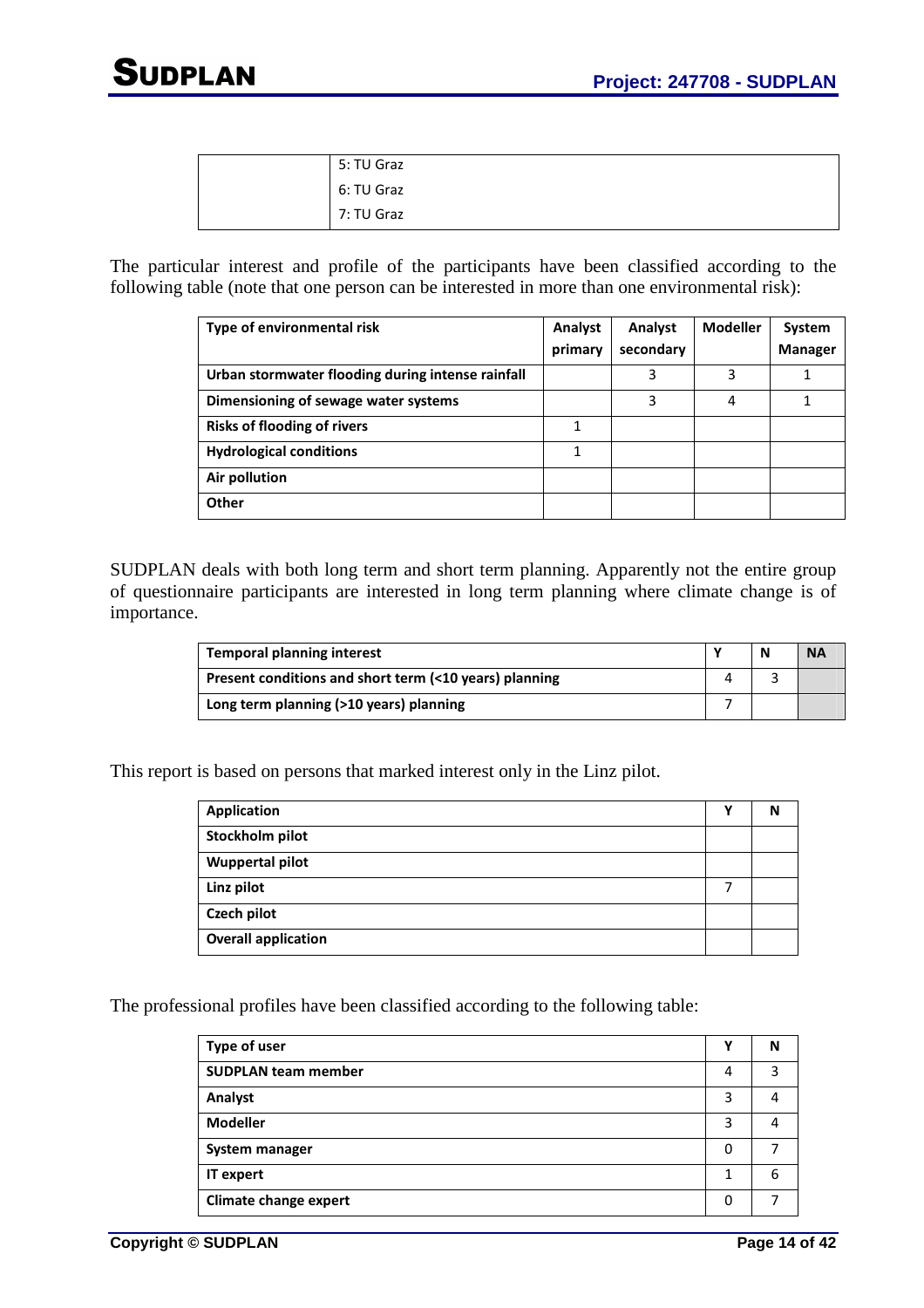| | 5: TU Graz |
|---|---|
| | 6: TU Graz |
| | 7: TU Graz |

The particular interest and profile of the participants have been classified according to the following table (note that one person can be interested in more than one environmental risk):

| Type of environmental risk | Analyst primary | Analyst secondary | Modeller | System Manager |
|---|---|---|---|---|
| Urban stormwater flooding during intense rainfall | | 3 | 3 | 1 |
| Dimensioning of sewage water systems | | 3 | 4 | 1 |
| Risks of flooding of rivers | 1 | | | |
| Hydrological conditions | 1 | | | |
| Air pollution | | | | |
| Other | | | | |

SUDPLAN deals with both long term and short term planning. Apparently not the entire group of questionnaire participants are interested in long term planning where climate change is of importance.

| Temporal planning interest | Y | N | NA |
|---|---|---|---|
| Present conditions and short term (<10 years) planning | 4 | 3 | |
| Long term planning (>10 years) planning | 7 | | |

This report is based on persons that marked interest only in the Linz pilot.

| Application | Y | N |
|---|---|---|
| Stockholm pilot | | |
| Wuppertal pilot | | |
| Linz pilot | 7 | |
| Czech pilot | | |
| Overall application | | |

The professional profiles have been classified according to the following table:

| Type of user | Y | N |
|---|---|---|
| SUDPLAN team member | 4 | 3 |
| Analyst | 3 | 4 |
| Modeller | 3 | 4 |
| System manager | 0 | 7 |
| IT expert | 1 | 6 |
| Climate change expert | 0 | 7 |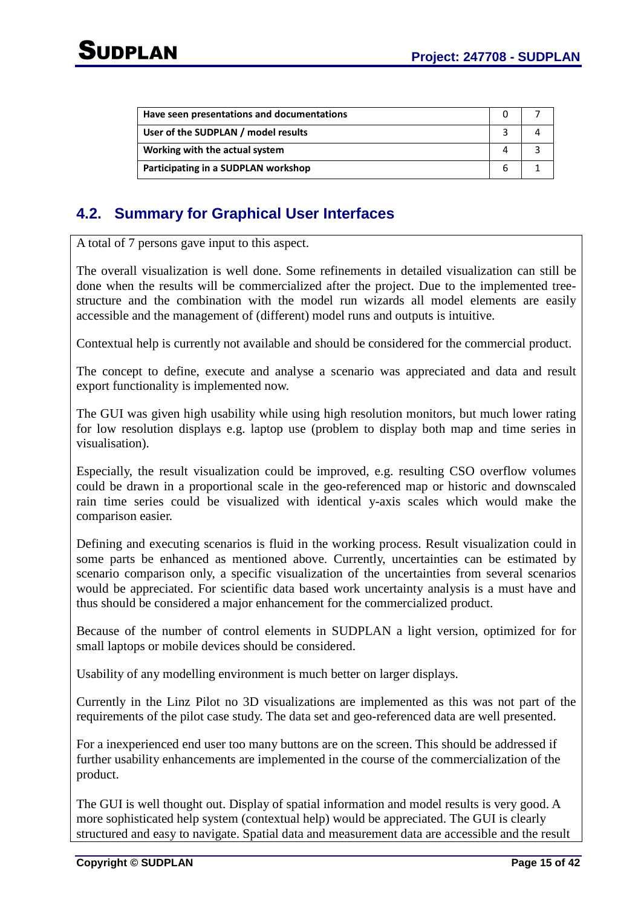| Have seen presentations and documentations | 0 | 7 |
|---|---|---|
| User of the SUDPLAN / model results | 3 | 4 |
| Working with the actual system | 4 | 3 |
| Participating in a SUDPLAN workshop | 6 | 1 |

## 4.2. Summary for Graphical User Interfaces

A total of 7 persons gave input to this aspect.

The overall visualization is well done. Some refinements in detailed visualization can still be done when the results will be commercialized after the project. Due to the implemented tree-structure and the combination with the model run wizards all model elements are easily accessible and the management of (different) model runs and outputs is intuitive.

Contextual help is currently not available and should be considered for the commercial product.

The concept to define, execute and analyse a scenario was appreciated and data and result export functionality is implemented now.

The GUI was given high usability while using high resolution monitors, but much lower rating for low resolution displays e.g. laptop use (problem to display both map and time series in visualisation).

Especially, the result visualization could be improved, e.g. resulting CSO overflow volumes could be drawn in a proportional scale in the geo-referenced map or historic and downscaled rain time series could be visualized with identical y-axis scales which would make the comparison easier.

Defining and executing scenarios is fluid in the working process. Result visualization could in some parts be enhanced as mentioned above. Currently, uncertainties can be estimated by scenario comparison only, a specific visualization of the uncertainties from several scenarios would be appreciated. For scientific data based work uncertainty analysis is a must have and thus should be considered a major enhancement for the commercialized product.

Because of the number of control elements in SUDPLAN a light version, optimized for for small laptops or mobile devices should be considered.

Usability of any modelling environment is much better on larger displays.

Currently in the Linz Pilot no 3D visualizations are implemented as this was not part of the requirements of the pilot case study. The data set and geo-referenced data are well presented.

For a inexperienced end user too many buttons are on the screen. This should be addressed if further usability enhancements are implemented in the course of the commercialization of the product.

The GUI is well thought out. Display of spatial information and model results is very good. A more sophisticated help system (contextual help) would be appreciated. The GUI is clearly structured and easy to navigate. Spatial data and measurement data are accessible and the result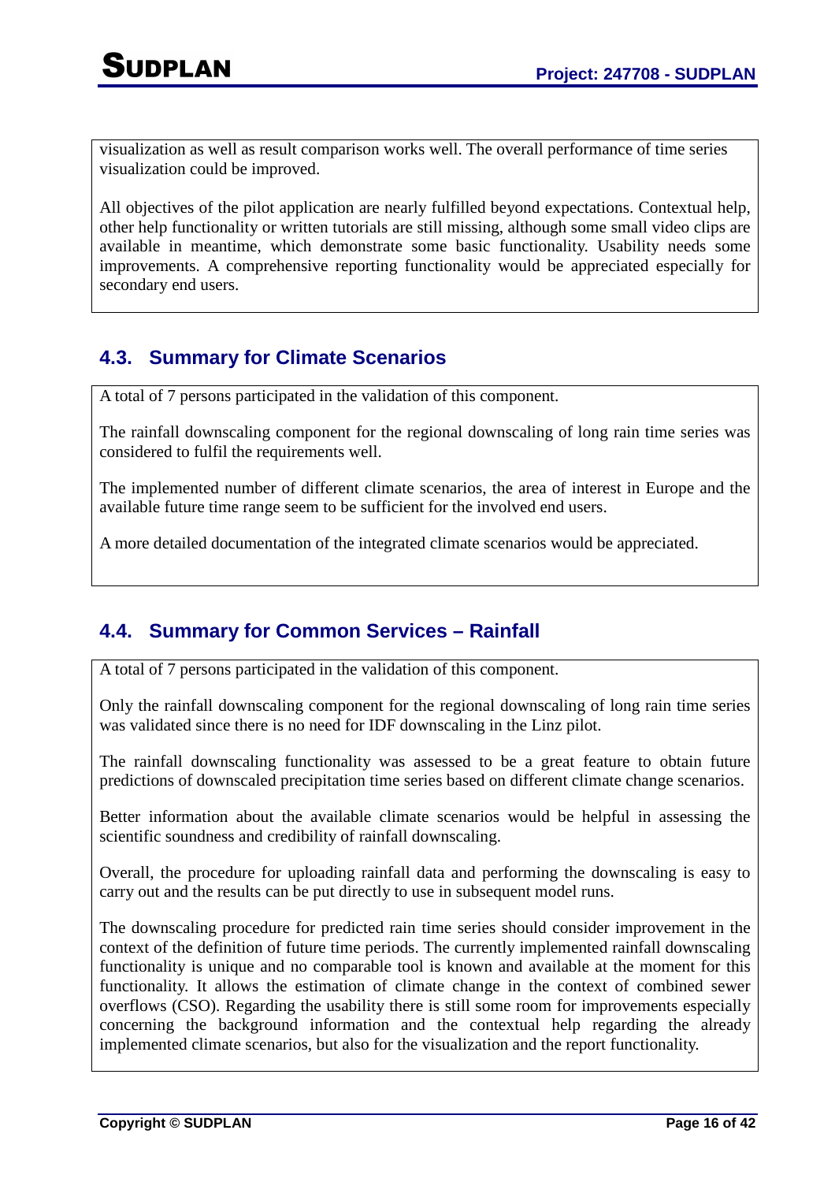visualization as well as result comparison works well. The overall performance of time series visualization could be improved.

All objectives of the pilot application are nearly fulfilled beyond expectations. Contextual help, other help functionality or written tutorials are still missing, although some small video clips are available in meantime, which demonstrate some basic functionality. Usability needs some improvements. A comprehensive reporting functionality would be appreciated especially for secondary end users.

## 4.3. Summary for Climate Scenarios

A total of 7 persons participated in the validation of this component.

The rainfall downscaling component for the regional downscaling of long rain time series was considered to fulfil the requirements well.

The implemented number of different climate scenarios, the area of interest in Europe and the available future time range seem to be sufficient for the involved end users.

A more detailed documentation of the integrated climate scenarios would be appreciated.

## 4.4. Summary for Common Services – Rainfall

A total of 7 persons participated in the validation of this component.

Only the rainfall downscaling component for the regional downscaling of long rain time series was validated since there is no need for IDF downscaling in the Linz pilot.

The rainfall downscaling functionality was assessed to be a great feature to obtain future predictions of downscaled precipitation time series based on different climate change scenarios.

Better information about the available climate scenarios would be helpful in assessing the scientific soundness and credibility of rainfall downscaling.

Overall, the procedure for uploading rainfall data and performing the downscaling is easy to carry out and the results can be put directly to use in subsequent model runs.

The downscaling procedure for predicted rain time series should consider improvement in the context of the definition of future time periods. The currently implemented rainfall downscaling functionality is unique and no comparable tool is known and available at the moment for this functionality. It allows the estimation of climate change in the context of combined sewer overflows (CSO). Regarding the usability there is still some room for improvements especially concerning the background information and the contextual help regarding the already implemented climate scenarios, but also for the visualization and the report functionality.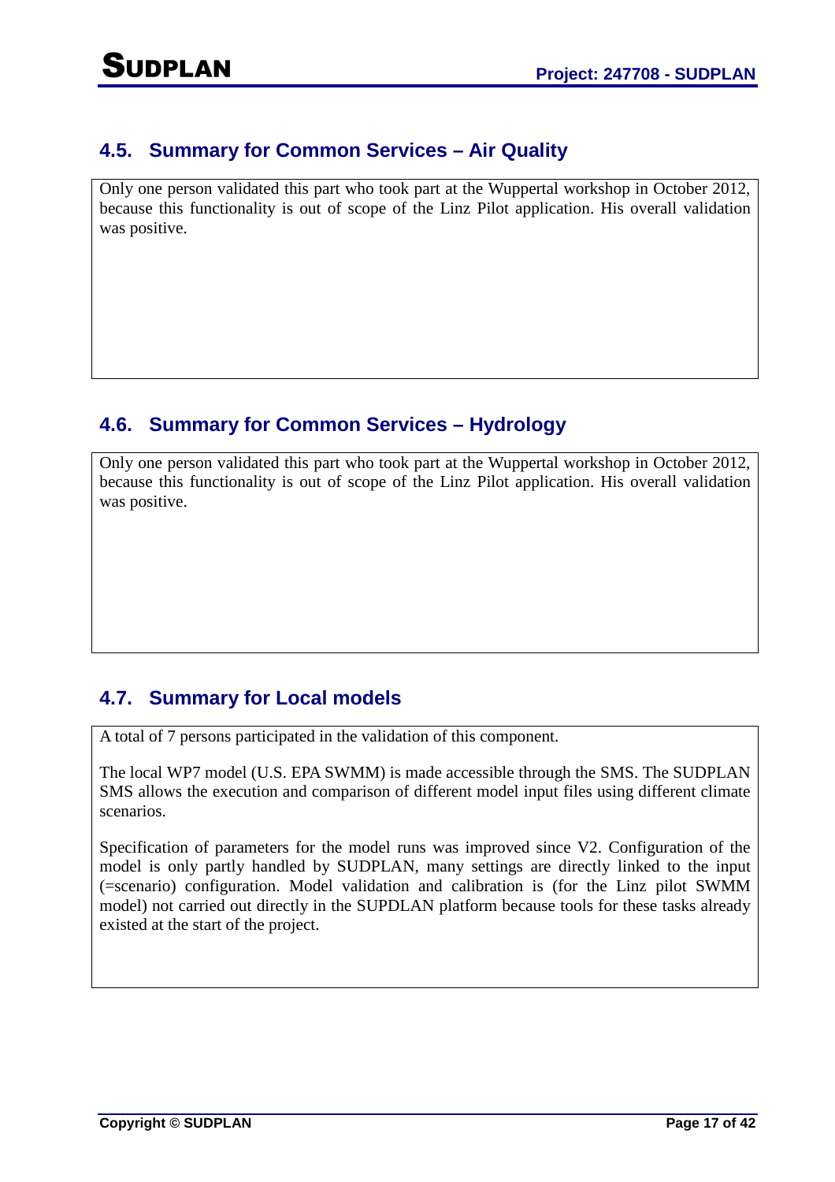## 4.5. Summary for Common Services – Air Quality

Only one person validated this part who took part at the Wuppertal workshop in October 2012, because this functionality is out of scope of the Linz Pilot application. His overall validation was positive.

## 4.6. Summary for Common Services – Hydrology

Only one person validated this part who took part at the Wuppertal workshop in October 2012, because this functionality is out of scope of the Linz Pilot application. His overall validation was positive.

## 4.7. Summary for Local models

A total of 7 persons participated in the validation of this component.

The local WP7 model (U.S. EPA SWMM) is made accessible through the SMS. The SUDPLAN SMS allows the execution and comparison of different model input files using different climate scenarios.

Specification of parameters for the model runs was improved since V2. Configuration of the model is only partly handled by SUDPLAN, many settings are directly linked to the input (=scenario) configuration. Model validation and calibration is (for the Linz pilot SWMM model) not carried out directly in the SUPDLAN platform because tools for these tasks already existed at the start of the project.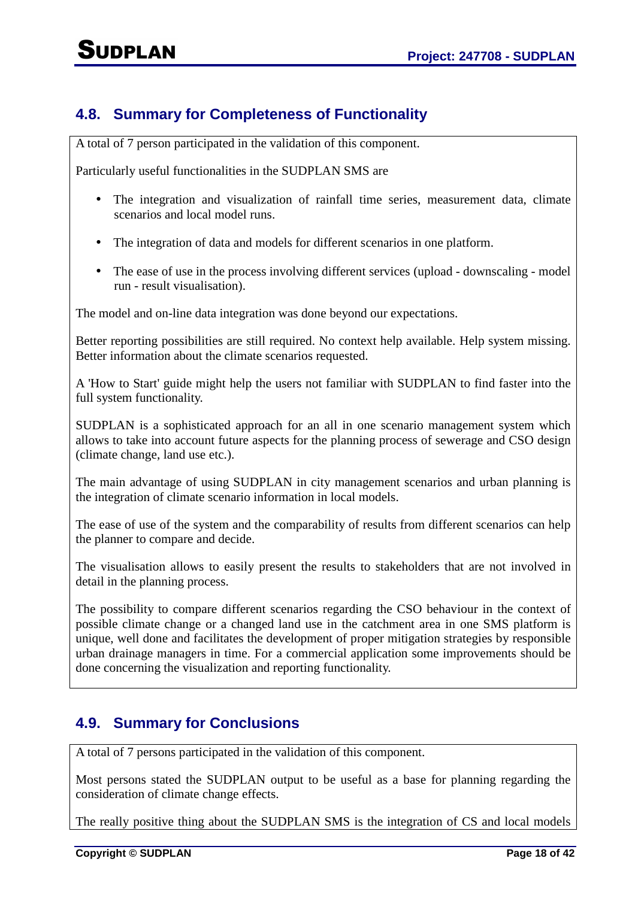## 4.8. Summary for Completeness of Functionality

A total of 7 person participated in the validation of this component.

Particularly useful functionalities in the SUDPLAN SMS are

- The integration and visualization of rainfall time series, measurement data, climate scenarios and local model runs.
- The integration of data and models for different scenarios in one platform.
- The ease of use in the process involving different services (upload - downscaling - model run - result visualisation).

The model and on-line data integration was done beyond our expectations.

Better reporting possibilities are still required. No context help available. Help system missing. Better information about the climate scenarios requested.

A 'How to Start' guide might help the users not familiar with SUDPLAN to find faster into the full system functionality.

SUDPLAN is a sophisticated approach for an all in one scenario management system which allows to take into account future aspects for the planning process of sewerage and CSO design (climate change, land use etc.).

The main advantage of using SUDPLAN in city management scenarios and urban planning is the integration of climate scenario information in local models.

The ease of use of the system and the comparability of results from different scenarios can help the planner to compare and decide.

The visualisation allows to easily present the results to stakeholders that are not involved in detail in the planning process.

The possibility to compare different scenarios regarding the CSO behaviour in the context of possible climate change or a changed land use in the catchment area in one SMS platform is unique, well done and facilitates the development of proper mitigation strategies by responsible urban drainage managers in time. For a commercial application some improvements should be done concerning the visualization and reporting functionality.

## 4.9. Summary for Conclusions

A total of 7 persons participated in the validation of this component.

Most persons stated the SUDPLAN output to be useful as a base for planning regarding the consideration of climate change effects.

The really positive thing about the SUDPLAN SMS is the integration of CS and local models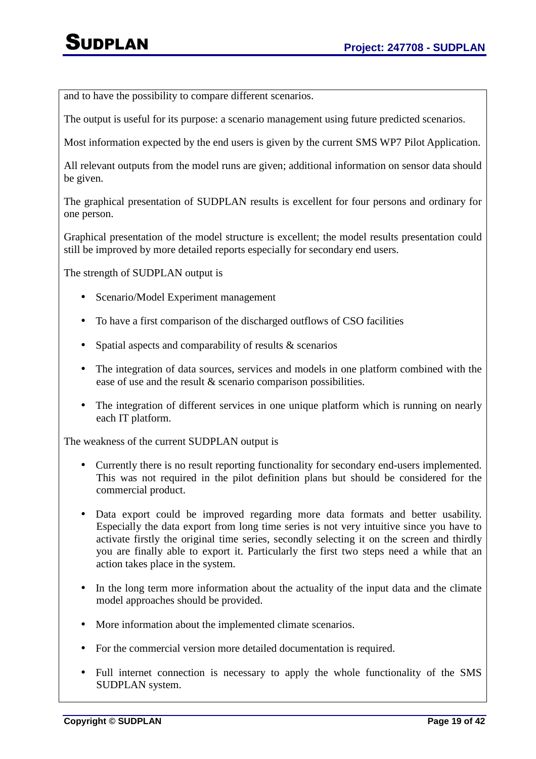and to have the possibility to compare different scenarios.

The output is useful for its purpose: a scenario management using future predicted scenarios.

Most information expected by the end users is given by the current SMS WP7 Pilot Application.

All relevant outputs from the model runs are given; additional information on sensor data should be given.

The graphical presentation of SUDPLAN results is excellent for four persons and ordinary for one person.

Graphical presentation of the model structure is excellent; the model results presentation could still be improved by more detailed reports especially for secondary end users.

The strength of SUDPLAN output is

- Scenario/Model Experiment management
- To have a first comparison of the discharged outflows of CSO facilities
- Spatial aspects and comparability of results & scenarios
- The integration of data sources, services and models in one platform combined with the ease of use and the result & scenario comparison possibilities.
- The integration of different services in one unique platform which is running on nearly each IT platform.

The weakness of the current SUDPLAN output is

- Currently there is no result reporting functionality for secondary end-users implemented. This was not required in the pilot definition plans but should be considered for the commercial product.
- Data export could be improved regarding more data formats and better usability. Especially the data export from long time series is not very intuitive since you have to activate firstly the original time series, secondly selecting it on the screen and thirdly you are finally able to export it. Particularly the first two steps need a while that an action takes place in the system.
- In the long term more information about the actuality of the input data and the climate model approaches should be provided.
- More information about the implemented climate scenarios.
- For the commercial version more detailed documentation is required.
- Full internet connection is necessary to apply the whole functionality of the SMS SUDPLAN system.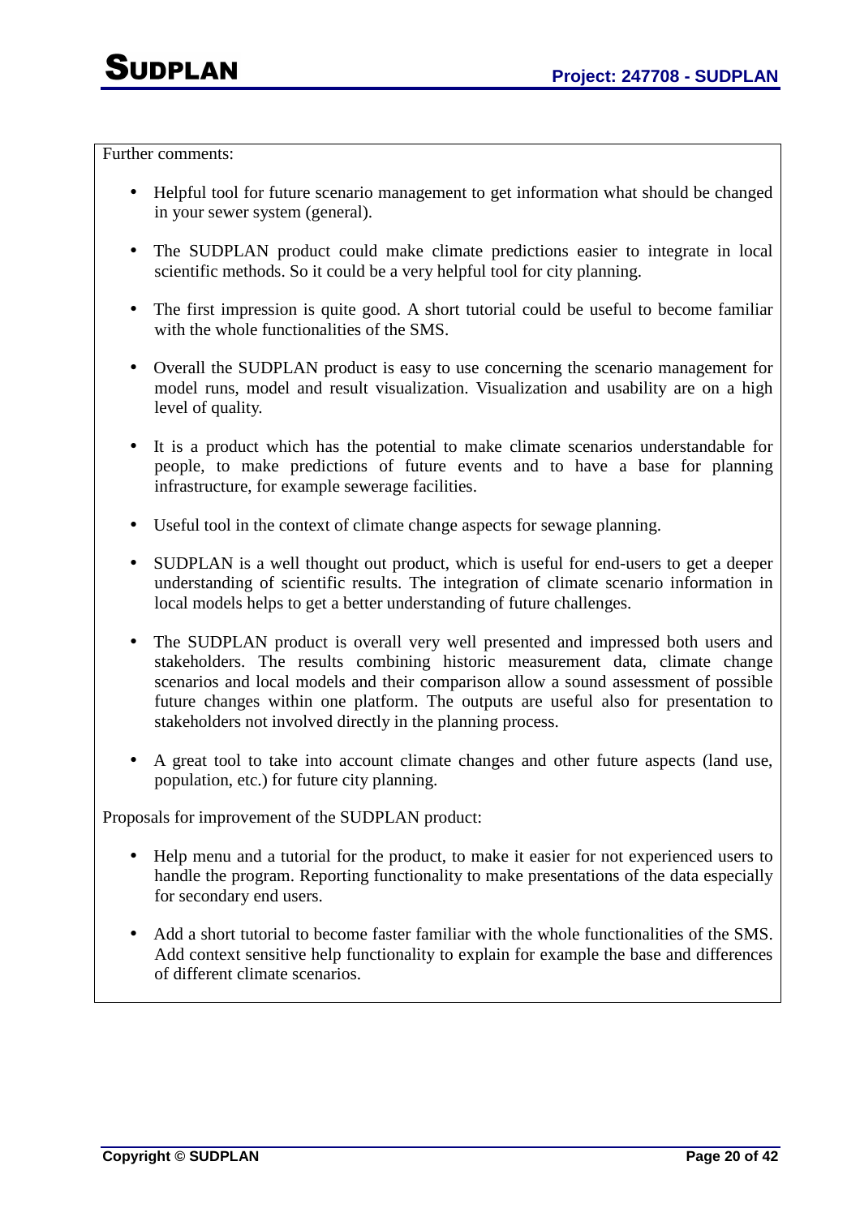Further comments:

- Helpful tool for future scenario management to get information what should be changed in your sewer system (general).
- The SUDPLAN product could make climate predictions easier to integrate in local scientific methods. So it could be a very helpful tool for city planning.
- The first impression is quite good. A short tutorial could be useful to become familiar with the whole functionalities of the SMS.
- Overall the SUDPLAN product is easy to use concerning the scenario management for model runs, model and result visualization. Visualization and usability are on a high level of quality.
- It is a product which has the potential to make climate scenarios understandable for people, to make predictions of future events and to have a base for planning infrastructure, for example sewerage facilities.
- Useful tool in the context of climate change aspects for sewage planning.
- SUDPLAN is a well thought out product, which is useful for end-users to get a deeper understanding of scientific results. The integration of climate scenario information in local models helps to get a better understanding of future challenges.
- The SUDPLAN product is overall very well presented and impressed both users and stakeholders. The results combining historic measurement data, climate change scenarios and local models and their comparison allow a sound assessment of possible future changes within one platform. The outputs are useful also for presentation to stakeholders not involved directly in the planning process.
- A great tool to take into account climate changes and other future aspects (land use, population, etc.) for future city planning.

Proposals for improvement of the SUDPLAN product:

- Help menu and a tutorial for the product, to make it easier for not experienced users to handle the program. Reporting functionality to make presentations of the data especially for secondary end users.
- Add a short tutorial to become faster familiar with the whole functionalities of the SMS. Add context sensitive help functionality to explain for example the base and differences of different climate scenarios.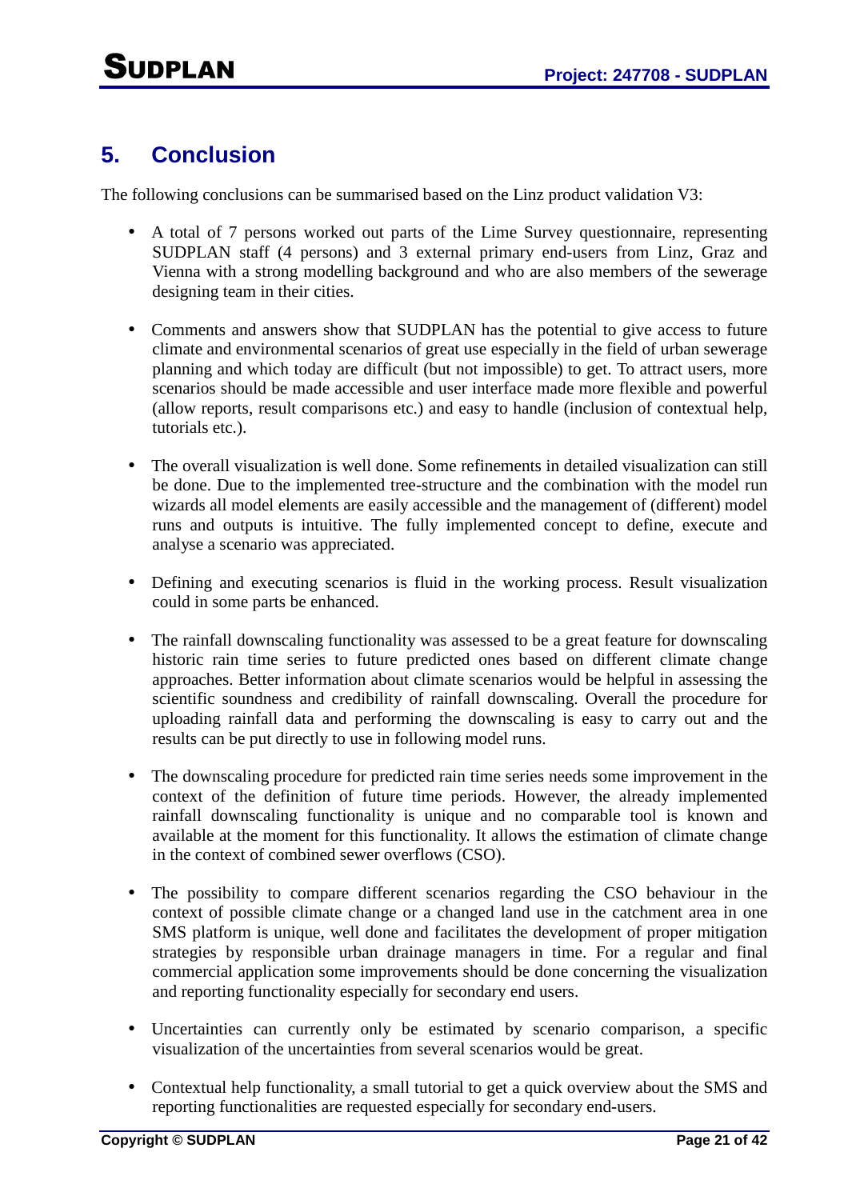## 5. Conclusion

The following conclusions can be summarised based on the Linz product validation V3:

- A total of 7 persons worked out parts of the Lime Survey questionnaire, representing SUDPLAN staff (4 persons) and 3 external primary end-users from Linz, Graz and Vienna with a strong modelling background and who are also members of the sewerage designing team in their cities.

- Comments and answers show that SUDPLAN has the potential to give access to future climate and environmental scenarios of great use especially in the field of urban sewerage planning and which today are difficult (but not impossible) to get. To attract users, more scenarios should be made accessible and user interface made more flexible and powerful (allow reports, result comparisons etc.) and easy to handle (inclusion of contextual help, tutorials etc.).

- The overall visualization is well done. Some refinements in detailed visualization can still be done. Due to the implemented tree-structure and the combination with the model run wizards all model elements are easily accessible and the management of (different) model runs and outputs is intuitive. The fully implemented concept to define, execute and analyse a scenario was appreciated.

- Defining and executing scenarios is fluid in the working process. Result visualization could in some parts be enhanced.

- The rainfall downscaling functionality was assessed to be a great feature for downscaling historic rain time series to future predicted ones based on different climate change approaches. Better information about climate scenarios would be helpful in assessing the scientific soundness and credibility of rainfall downscaling. Overall the procedure for uploading rainfall data and performing the downscaling is easy to carry out and the results can be put directly to use in following model runs.

- The downscaling procedure for predicted rain time series needs some improvement in the context of the definition of future time periods. However, the already implemented rainfall downscaling functionality is unique and no comparable tool is known and available at the moment for this functionality. It allows the estimation of climate change in the context of combined sewer overflows (CSO).

- The possibility to compare different scenarios regarding the CSO behaviour in the context of possible climate change or a changed land use in the catchment area in one SMS platform is unique, well done and facilitates the development of proper mitigation strategies by responsible urban drainage managers in time. For a regular and final commercial application some improvements should be done concerning the visualization and reporting functionality especially for secondary end users.

- Uncertainties can currently only be estimated by scenario comparison, a specific visualization of the uncertainties from several scenarios would be great.

- Contextual help functionality, a small tutorial to get a quick overview about the SMS and reporting functionalities are requested especially for secondary end-users.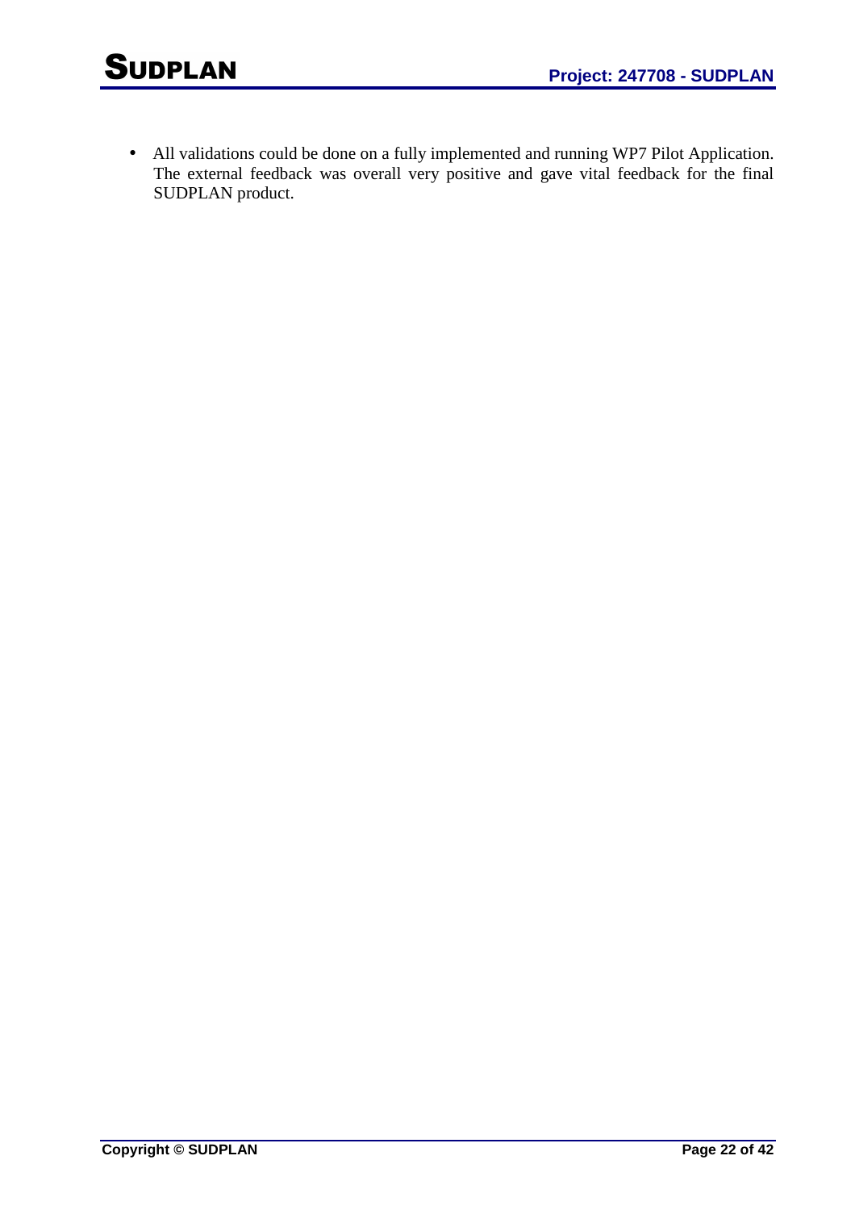- All validations could be done on a fully implemented and running WP7 Pilot Application. The external feedback was overall very positive and gave vital feedback for the final SUDPLAN product.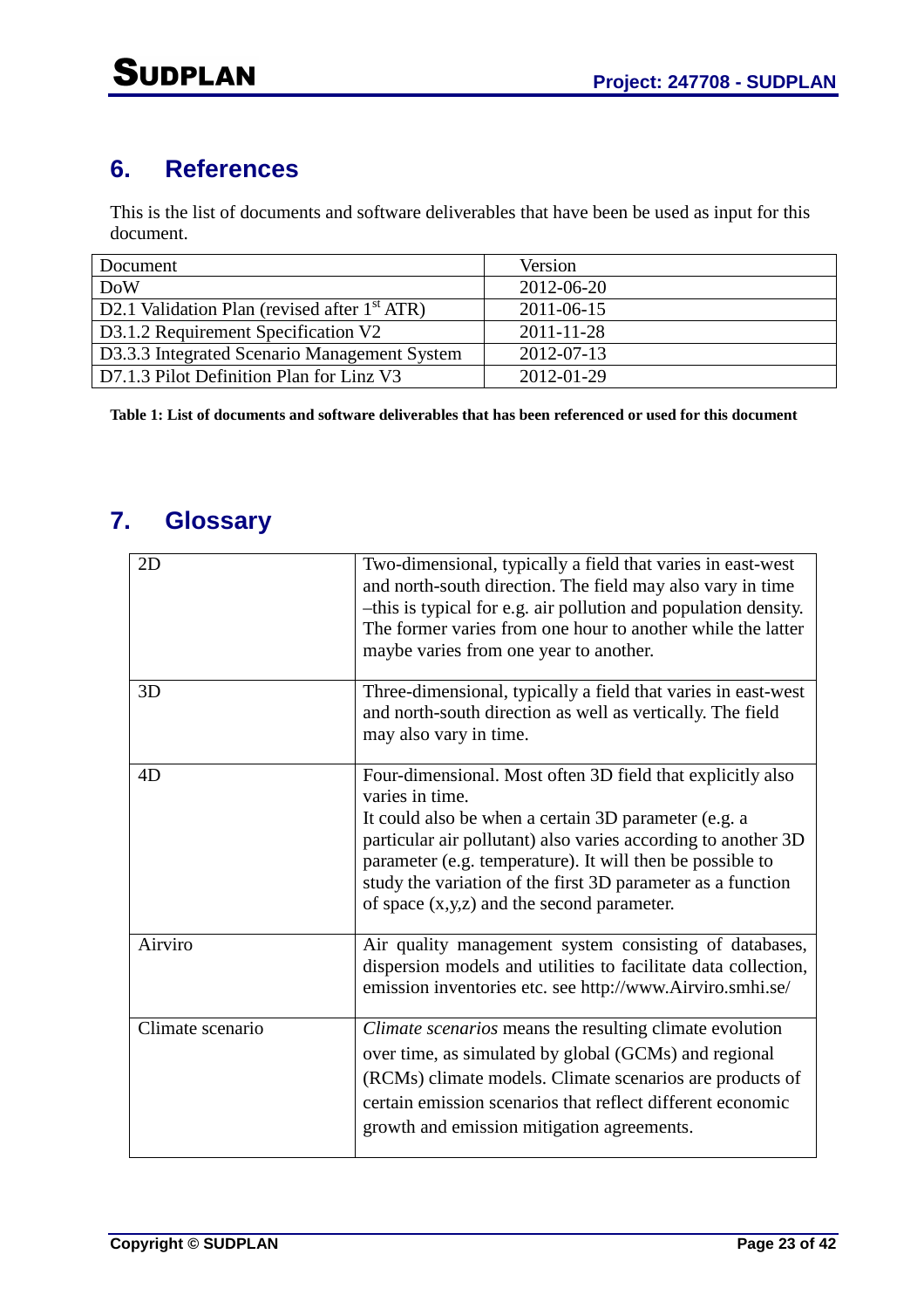## 6. References

This is the list of documents and software deliverables that have been be used as input for this document.

| Document | Version |
|---|---|
| DoW | 2012-06-20 |
| D2.1 Validation Plan (revised after 1st ATR) | 2011-06-15 |
| D3.1.2 Requirement Specification V2 | 2011-11-28 |
| D3.3.3 Integrated Scenario Management System | 2012-07-13 |
| D7.1.3 Pilot Definition Plan for Linz V3 | 2012-01-29 |

**Table 1: List of documents and software deliverables that has been referenced or used for this document**

## 7. Glossary

| | |
|---|---|
| 2D | Two-dimensional, typically a field that varies in east-west and north-south direction. The field may also vary in time –this is typical for e.g. air pollution and population density. The former varies from one hour to another while the latter maybe varies from one year to another. |
| 3D | Three-dimensional, typically a field that varies in east-west and north-south direction as well as vertically. The field may also vary in time. |
| 4D | Four-dimensional. Most often 3D field that explicitly also varies in time. It could also be when a certain 3D parameter (e.g. a particular air pollutant) also varies according to another 3D parameter (e.g. temperature). It will then be possible to study the variation of the first 3D parameter as a function of space (x,y,z) and the second parameter. |
| Airviro | Air quality management system consisting of databases, dispersion models and utilities to facilitate data collection, emission inventories etc. see http://www.Airviro.smhi.se/ |
| Climate scenario | *Climate scenarios* means the resulting climate evolution over time, as simulated by global (GCMs) and regional (RCMs) climate models. Climate scenarios are products of certain emission scenarios that reflect different economic growth and emission mitigation agreements. |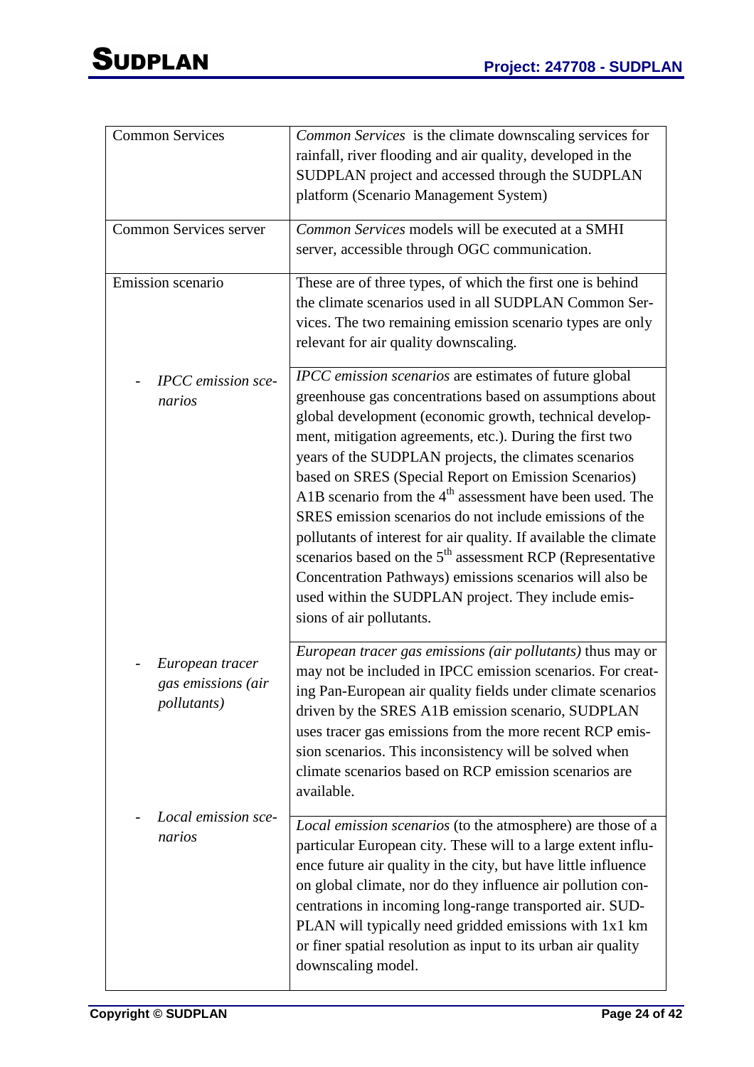| | |
|---|---|
| Common Services | *Common Services* is the climate downscaling services for rainfall, river flooding and air quality, developed in the SUDPLAN project and accessed through the SUDPLAN platform (Scenario Management System) |
| Common Services server | *Common Services* models will be executed at a SMHI server, accessible through OGC communication. |
| Emission scenario | These are of three types, of which the first one is behind the climate scenarios used in all SUDPLAN Common Services. The two remaining emission scenario types are only relevant for air quality downscaling. |
| - *IPCC emission scenarios* | *IPCC emission scenarios* are estimates of future global greenhouse gas concentrations based on assumptions about global development (economic growth, technical development, mitigation agreements, etc.). During the first two years of the SUDPLAN projects, the climates scenarios based on SRES (Special Report on Emission Scenarios) A1B scenario from the 4th assessment have been used. The SRES emission scenarios do not include emissions of the pollutants of interest for air quality. If available the climate scenarios based on the 5th assessment RCP (Representative Concentration Pathways) emissions scenarios will also be used within the SUDPLAN project. They include emissions of air pollutants. |
| - *European tracer gas emissions (air pollutants)* | *European tracer gas emissions (air pollutants)* thus may or may not be included in IPCC emission scenarios. For creating Pan-European air quality fields under climate scenarios driven by the SRES A1B emission scenario, SUDPLAN uses tracer gas emissions from the more recent RCP emission scenarios. This inconsistency will be solved when climate scenarios based on RCP emission scenarios are available. |
| - *Local emission scenarios* | *Local emission scenarios* (to the atmosphere) are those of a particular European city. These will to a large extent influence future air quality in the city, but have little influence on global climate, nor do they influence air pollution concentrations in incoming long-range transported air. SUDPLAN will typically need gridded emissions with 1x1 km or finer spatial resolution as input to its urban air quality downscaling model. |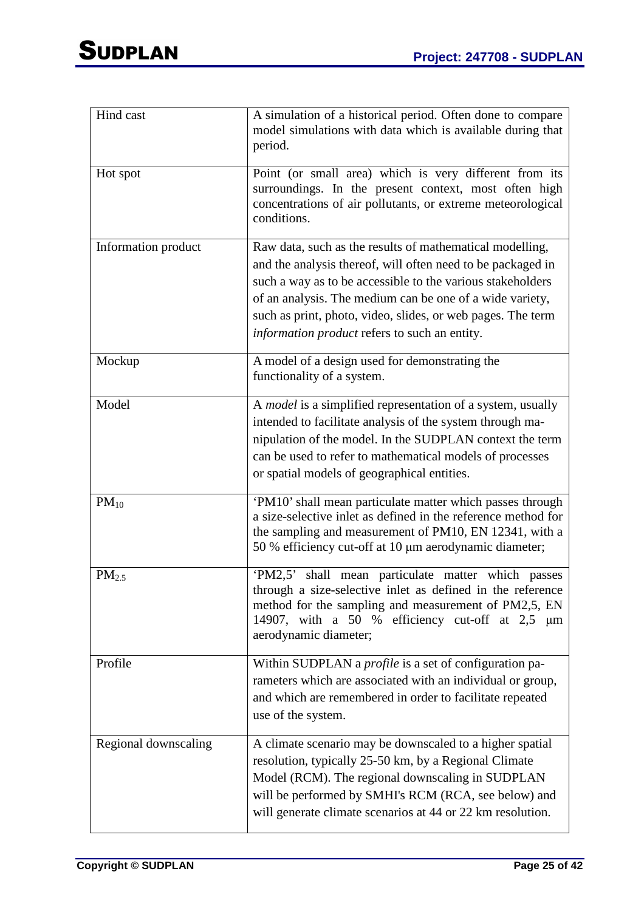| | |
|---|---|
| Hind cast | A simulation of a historical period. Often done to compare model simulations with data which is available during that period. |
| Hot spot | Point (or small area) which is very different from its surroundings. In the present context, most often high concentrations of air pollutants, or extreme meteorological conditions. |
| Information product | Raw data, such as the results of mathematical modelling, and the analysis thereof, will often need to be packaged in such a way as to be accessible to the various stakeholders of an analysis. The medium can be one of a wide variety, such as print, photo, video, slides, or web pages. The term *information product* refers to such an entity. |
| Mockup | A model of a design used for demonstrating the functionality of a system. |
| Model | A *model* is a simplified representation of a system, usually intended to facilitate analysis of the system through manipulation of the model. In the SUDPLAN context the term can be used to refer to mathematical models of processes or spatial models of geographical entities. |
| $PM_{10}$ | 'PM10' shall mean particulate matter which passes through a size-selective inlet as defined in the reference method for the sampling and measurement of PM10, EN 12341, with a 50 % efficiency cut-off at 10 µm aerodynamic diameter; |
| $PM_{2.5}$ | 'PM2,5' shall mean particulate matter which passes through a size-selective inlet as defined in the reference method for the sampling and measurement of PM2,5, EN 14907, with a 50 % efficiency cut-off at 2,5 µm aerodynamic diameter; |
| Profile | Within SUDPLAN a *profile* is a set of configuration parameters which are associated with an individual or group, and which are remembered in order to facilitate repeated use of the system. |
| Regional downscaling | A climate scenario may be downscaled to a higher spatial resolution, typically 25-50 km, by a Regional Climate Model (RCM). The regional downscaling in SUDPLAN will be performed by SMHI's RCM (RCA, see below) and will generate climate scenarios at 44 or 22 km resolution. |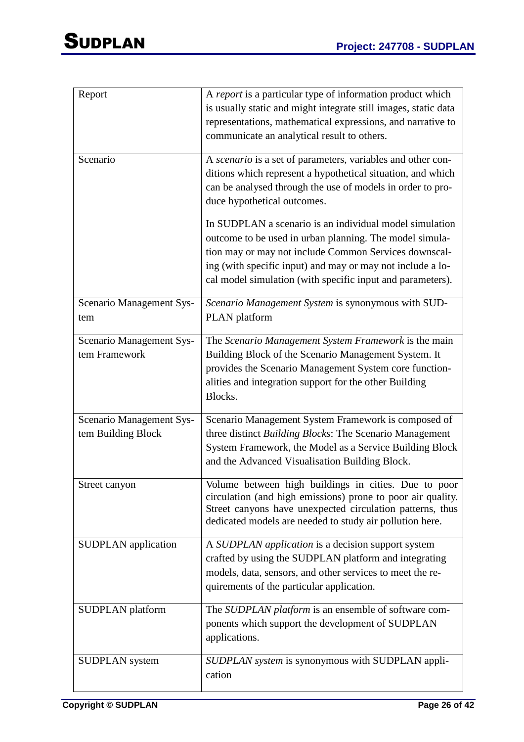| | |
|---|---|
| Report | A *report* is a particular type of information product which is usually static and might integrate still images, static data representations, mathematical expressions, and narrative to communicate an analytical result to others. |
| Scenario | A *scenario* is a set of parameters, variables and other conditions which represent a hypothetical situation, and which can be analysed through the use of models in order to produce hypothetical outcomes.<br><br>In SUDPLAN a scenario is an individual model simulation outcome to be used in urban planning. The model simulation may or may not include Common Services downscaling (with specific input) and may or may not include a local model simulation (with specific input and parameters). |
| Scenario Management System | *Scenario Management System* is synonymous with SUDPLAN platform |
| Scenario Management System Framework | The *Scenario Management System Framework* is the main Building Block of the Scenario Management System. It provides the Scenario Management System core functionalities and integration support for the other Building Blocks. |
| Scenario Management System Building Block | Scenario Management System Framework is composed of three distinct *Building Blocks*: The Scenario Management System Framework, the Model as a Service Building Block and the Advanced Visualisation Building Block. |
| Street canyon | Volume between high buildings in cities. Due to poor circulation (and high emissions) prone to poor air quality. Street canyons have unexpected circulation patterns, thus dedicated models are needed to study air pollution here. |
| SUDPLAN application | A *SUDPLAN application* is a decision support system crafted by using the SUDPLAN platform and integrating models, data, sensors, and other services to meet the requirements of the particular application. |
| SUDPLAN platform | The *SUDPLAN platform* is an ensemble of software components which support the development of SUDPLAN applications. |
| SUDPLAN system | *SUDPLAN system* is synonymous with SUDPLAN application |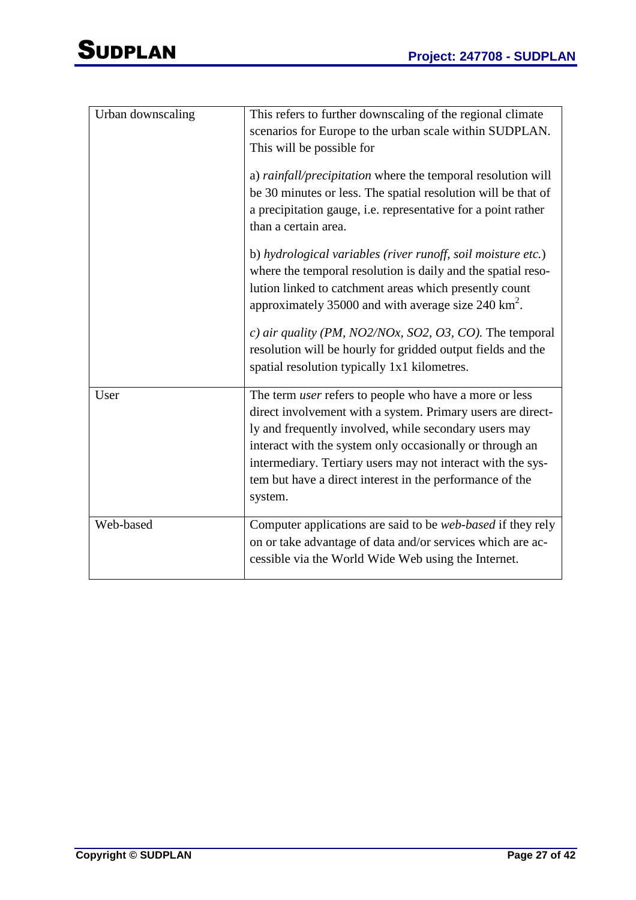| | |
|---|---|
| Urban downscaling | This refers to further downscaling of the regional climate scenarios for Europe to the urban scale within SUDPLAN. This will be possible for<br><br>a) *rainfall/precipitation* where the temporal resolution will be 30 minutes or less. The spatial resolution will be that of a precipitation gauge, i.e. representative for a point rather than a certain area.<br><br>b) *hydrological variables (river runoff, soil moisture etc.*) where the temporal resolution is daily and the spatial resolution linked to catchment areas which presently count approximately 35000 and with average size 240 $km^2$.<br><br>*c) air quality (PM, NO2/NOx, SO2, O3, CO).* The temporal resolution will be hourly for gridded output fields and the spatial resolution typically 1x1 kilometres. |
| User | The term *user* refers to people who have a more or less direct involvement with a system. Primary users are directly and frequently involved, while secondary users may interact with the system only occasionally or through an intermediary. Tertiary users may not interact with the system but have a direct interest in the performance of the system. |
| Web-based | Computer applications are said to be *web-based* if they rely on or take advantage of data and/or services which are accessible via the World Wide Web using the Internet. |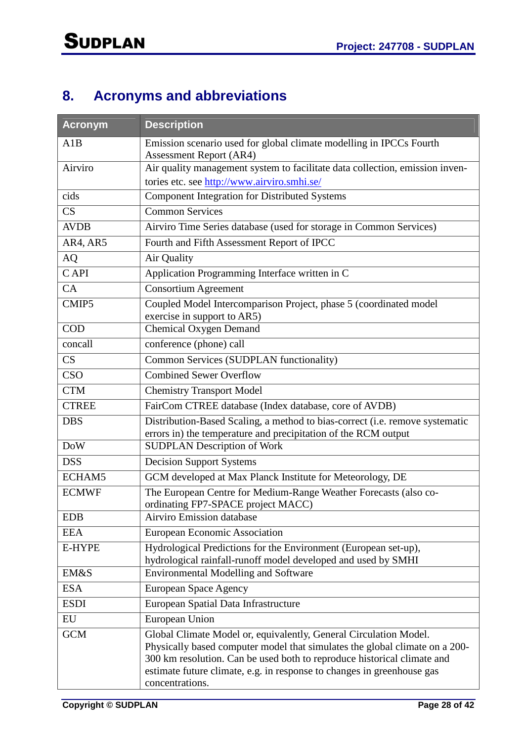# 8. Acronyms and abbreviations

| Acronym | Description |
|---|---|
| A1B | Emission scenario used for global climate modelling in IPCCs Fourth Assessment Report (AR4) |
| Airviro | Air quality management system to facilitate data collection, emission inventories etc. see http://www.airviro.smhi.se/ |
| cids | Component Integration for Distributed Systems |
| CS | Common Services |
| AVDB | Airviro Time Series database (used for storage in Common Services) |
| AR4, AR5 | Fourth and Fifth Assessment Report of IPCC |
| AQ | Air Quality |
| C API | Application Programming Interface written in C |
| CA | Consortium Agreement |
| CMIP5 | Coupled Model Intercomparison Project, phase 5 (coordinated model exercise in support to AR5) |
| COD | Chemical Oxygen Demand |
| concall | conference (phone) call |
| CS | Common Services (SUDPLAN functionality) |
| CSO | Combined Sewer Overflow |
| CTM | Chemistry Transport Model |
| CTREE | FairCom CTREE database (Index database, core of AVDB) |
| DBS | Distribution-Based Scaling, a method to bias-correct (i.e. remove systematic errors in) the temperature and precipitation of the RCM output |
| DoW | SUDPLAN Description of Work |
| DSS | Decision Support Systems |
| ECHAM5 | GCM developed at Max Planck Institute for Meteorology, DE |
| ECMWF | The European Centre for Medium-Range Weather Forecasts (also co-ordinating FP7-SPACE project MACC) |
| EDB | Airviro Emission database |
| EEA | European Economic Association |
| E-HYPE | Hydrological Predictions for the Environment (European set-up), hydrological rainfall-runoff model developed and used by SMHI |
| EM&S | Environmental Modelling and Software |
| ESA | European Space Agency |
| ESDI | European Spatial Data Infrastructure |
| EU | European Union |
| GCM | Global Climate Model or, equivalently, General Circulation Model. Physically based computer model that simulates the global climate on a 200-300 km resolution. Can be used both to reproduce historical climate and estimate future climate, e.g. in response to changes in greenhouse gas concentrations. |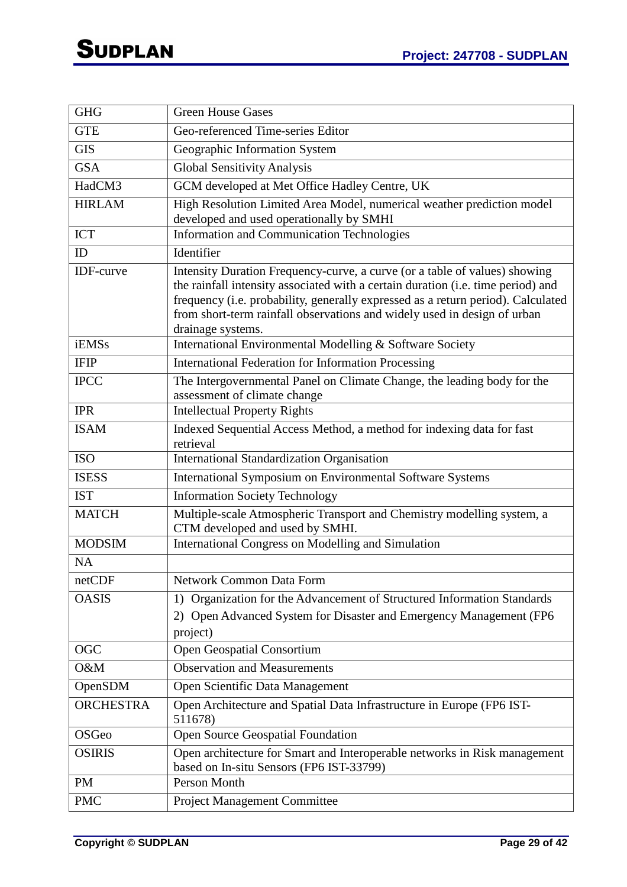| GHG | Green House Gases |
|---|---|
| GTE | Geo-referenced Time-series Editor |
| GIS | Geographic Information System |
| GSA | Global Sensitivity Analysis |
| HadCM3 | GCM developed at Met Office Hadley Centre, UK |
| HIRLAM | High Resolution Limited Area Model, numerical weather prediction model developed and used operationally by SMHI |
| ICT | Information and Communication Technologies |
| ID | Identifier |
| IDF-curve | Intensity Duration Frequency-curve, a curve (or a table of values) showing the rainfall intensity associated with a certain duration (i.e. time period) and frequency (i.e. probability, generally expressed as a return period). Calculated from short-term rainfall observations and widely used in design of urban drainage systems. |
| iEMSs | International Environmental Modelling & Software Society |
| IFIP | International Federation for Information Processing |
| IPCC | The Intergovernmental Panel on Climate Change, the leading body for the assessment of climate change |
| IPR | Intellectual Property Rights |
| ISAM | Indexed Sequential Access Method, a method for indexing data for fast retrieval |
| ISO | International Standardization Organisation |
| ISESS | International Symposium on Environmental Software Systems |
| IST | Information Society Technology |
| MATCH | Multiple-scale Atmospheric Transport and Chemistry modelling system, a CTM developed and used by SMHI. |
| MODSIM | International Congress on Modelling and Simulation |
| NA | |
| netCDF | Network Common Data Form |
| OASIS | 1) Organization for the Advancement of Structured Information Standards<br>2) Open Advanced System for Disaster and Emergency Management (FP6 project) |
| OGC | Open Geospatial Consortium |
| O&M | Observation and Measurements |
| OpenSDM | Open Scientific Data Management |
| ORCHESTRA | Open Architecture and Spatial Data Infrastructure in Europe (FP6 IST-511678) |
| OSGeo | Open Source Geospatial Foundation |
| OSIRIS | Open architecture for Smart and Interoperable networks in Risk management based on In-situ Sensors (FP6 IST-33799) |
| PM | Person Month |
| PMC | Project Management Committee |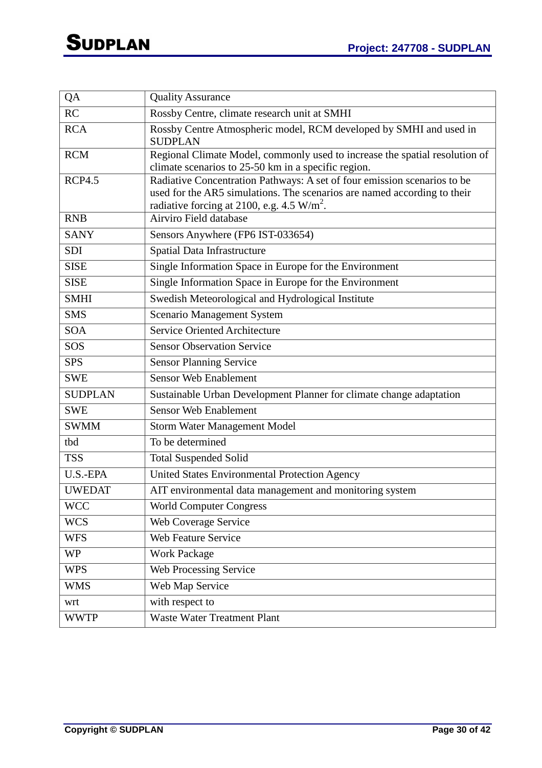| QA | Quality Assurance |
|---|---|
| RC | Rossby Centre, climate research unit at SMHI |
| RCA | Rossby Centre Atmospheric model, RCM developed by SMHI and used in SUDPLAN |
| RCM | Regional Climate Model, commonly used to increase the spatial resolution of climate scenarios to 25-50 km in a specific region. |
| RCP4.5 | Radiative Concentration Pathways: A set of four emission scenarios to be used for the AR5 simulations. The scenarios are named according to their radiative forcing at 2100, e.g. 4.5 $W/m^2$. |
| RNB | Airviro Field database |
| SANY | Sensors Anywhere (FP6 IST-033654) |
| SDI | Spatial Data Infrastructure |
| SISE | Single Information Space in Europe for the Environment |
| SISE | Single Information Space in Europe for the Environment |
| SMHI | Swedish Meteorological and Hydrological Institute |
| SMS | Scenario Management System |
| SOA | Service Oriented Architecture |
| SOS | Sensor Observation Service |
| SPS | Sensor Planning Service |
| SWE | Sensor Web Enablement |
| SUDPLAN | Sustainable Urban Development Planner for climate change adaptation |
| SWE | Sensor Web Enablement |
| SWMM | Storm Water Management Model |
| tbd | To be determined |
| TSS | Total Suspended Solid |
| U.S.-EPA | United States Environmental Protection Agency |
| UWEDAT | AIT environmental data management and monitoring system |
| WCC | World Computer Congress |
| WCS | Web Coverage Service |
| WFS | Web Feature Service |
| WP | Work Package |
| WPS | Web Processing Service |
| WMS | Web Map Service |
| wrt | with respect to |
| WWTP | Waste Water Treatment Plant |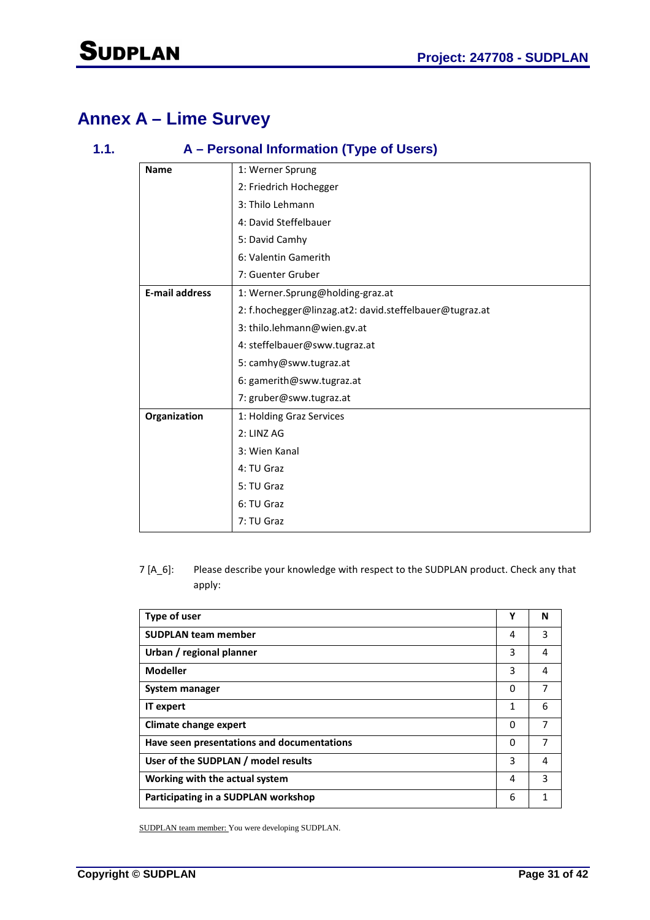# Annex A – Lime Survey

## 1.1. A – Personal Information (Type of Users)

| | |
|---|---|
| **Name** | 1: Werner Sprung<br>2: Friedrich Hochegger<br>3: Thilo Lehmann<br>4: David Steffelbauer<br>5: David Camhy<br>6: Valentin Gamerith<br>7: Guenter Gruber |
| **E-mail address** | 1: Werner.Sprung@holding-graz.at<br>2: f.hochegger@linzag.at2: david.steffelbauer@tugraz.at<br>3: thilo.lehmann@wien.gv.at<br>4: steffelbauer@sww.tugraz.at<br>5: camhy@sww.tugraz.at<br>6: gamerith@sww.tugraz.at<br>7: gruber@sww.tugraz.at |
| **Organization** | 1: Holding Graz Services<br>2: LINZ AG<br>3: Wien Kanal<br>4: TU Graz<br>5: TU Graz<br>6: TU Graz<br>7: TU Graz |

7 [A_6]: Please describe your knowledge with respect to the SUDPLAN product. Check any that apply:

| **Type of user** | **Y** | **N** |
|---|---|---|
| **SUDPLAN team member** | 4 | 3 |
| **Urban / regional planner** | 3 | 4 |
| **Modeller** | 3 | 4 |
| **System manager** | 0 | 7 |
| **IT expert** | 1 | 6 |
| **Climate change expert** | 0 | 7 |
| **Have seen presentations and documentations** | 0 | 7 |
| **User of the SUDPLAN / model results** | 3 | 4 |
| **Working with the actual system** | 4 | 3 |
| **Participating in a SUDPLAN workshop** | 6 | 1 |

SUDPLAN team member: You were developing SUDPLAN.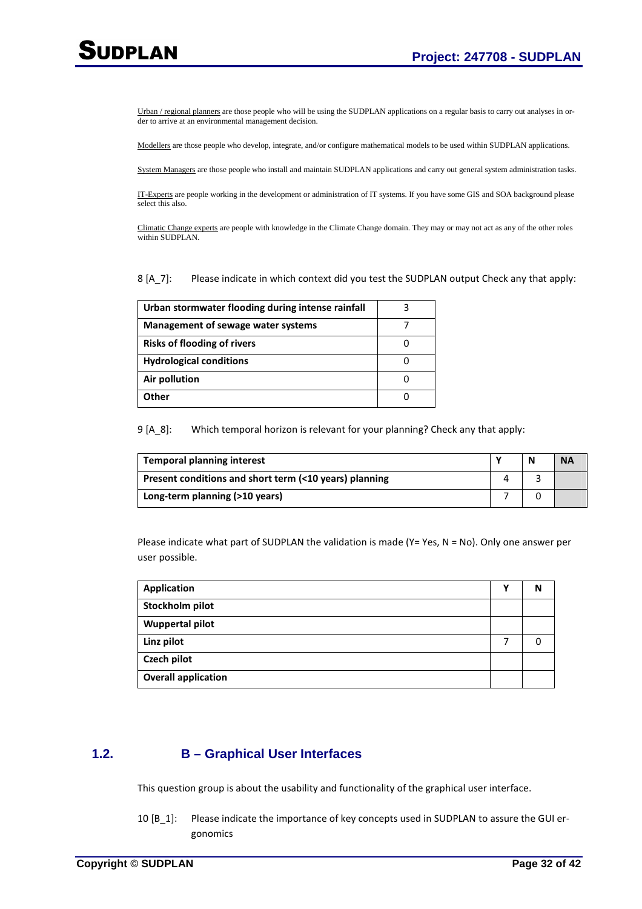Urban / regional planners are those people who will be using the SUDPLAN applications on a regular basis to carry out analyses in order to arrive at an environmental management decision.

Modellers are those people who develop, integrate, and/or configure mathematical models to be used within SUDPLAN applications.

System Managers are those people who install and maintain SUDPLAN applications and carry out general system administration tasks.

IT-Experts are people working in the development or administration of IT systems. If you have some GIS and SOA background please select this also.

Climatic Change experts are people with knowledge in the Climate Change domain. They may or may not act as any of the other roles within SUDPLAN.

8 [A_7]: Please indicate in which context did you test the SUDPLAN output Check any that apply:

| Urban stormwater flooding during intense rainfall | 3 |
|---|---|
| Management of sewage water systems | 7 |
| Risks of flooding of rivers | 0 |
| Hydrological conditions | 0 |
| Air pollution | 0 |
| Other | 0 |

9 [A_8]: Which temporal horizon is relevant for your planning? Check any that apply:

| Temporal planning interest | Y | N | NA |
|---|---|---|---|
| Present conditions and short term (<10 years) planning | 4 | 3 | |
| Long-term planning (>10 years) | 7 | 0 | |

Please indicate what part of SUDPLAN the validation is made (Y= Yes, N = No). Only one answer per user possible.

| Application | Y | N |
|---|---|---|
| Stockholm pilot | | |
| Wuppertal pilot | | |
| Linz pilot | 7 | 0 |
| Czech pilot | | |
| Overall application | | |

## 1.2. B – Graphical User Interfaces

This question group is about the usability and functionality of the graphical user interface.

10 [B_1]: Please indicate the importance of key concepts used in SUDPLAN to assure the GUI ergonomics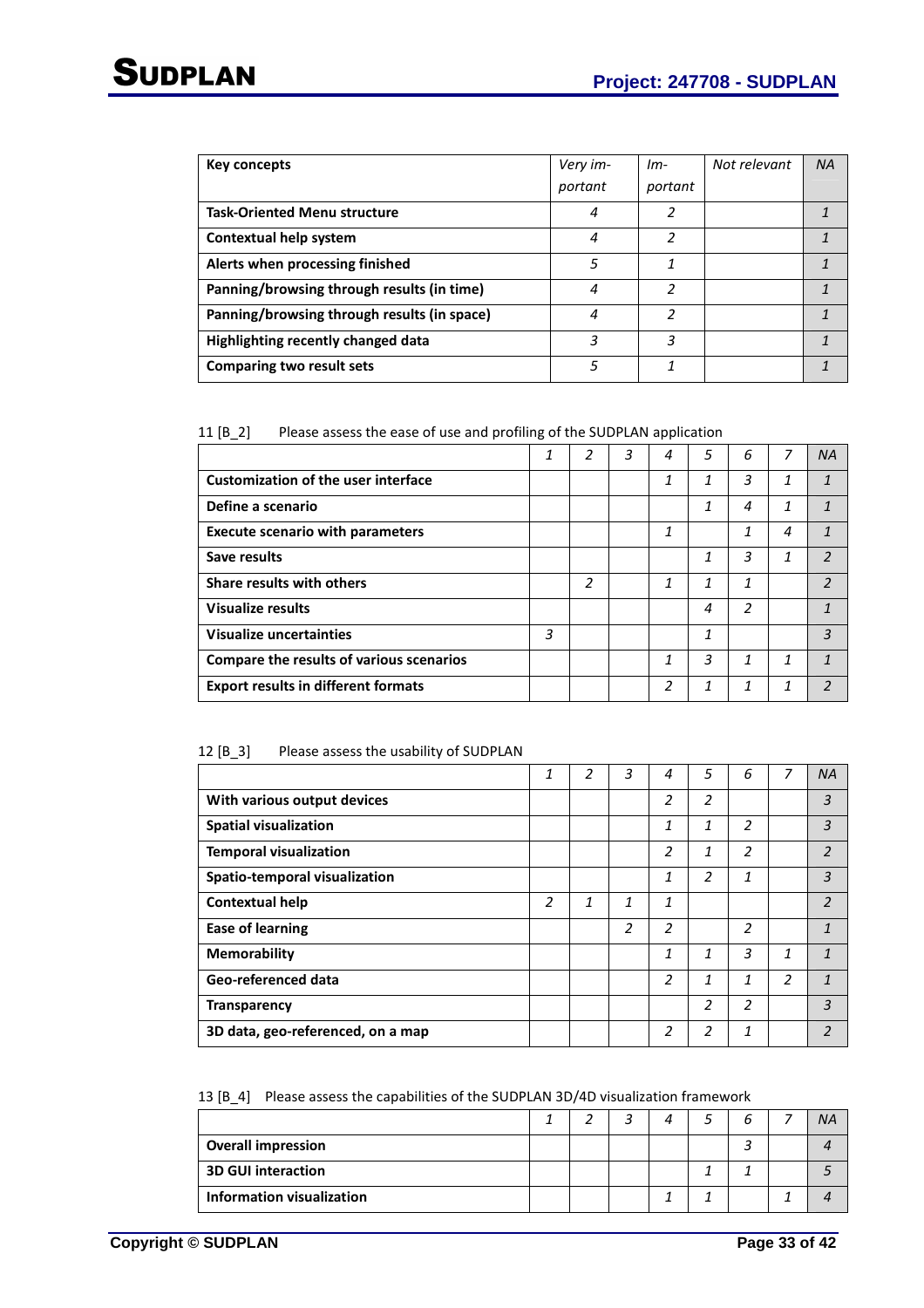| Key concepts | *Very important* | *Important* | *Not relevant* | *NA* |
|---|---|---|---|---|
| **Task-Oriented Menu structure** | *4* | *2* | | *1* |
| **Contextual help system** | *4* | *2* | | *1* |
| **Alerts when processing finished** | *5* | *1* | | *1* |
| **Panning/browsing through results (in time)** | *4* | *2* | | *1* |
| **Panning/browsing through results (in space)** | *4* | *2* | | *1* |
| **Highlighting recently changed data** | *3* | *3* | | *1* |
| **Comparing two result sets** | *5* | *1* | | *1* |

11 [B_2] Please assess the ease of use and profiling of the SUDPLAN application

| | *1* | *2* | *3* | *4* | *5* | *6* | *7* | *NA* |
|---|---|---|---|---|---|---|---|---|
| **Customization of the user interface** | | | | *1* | *1* | *3* | *1* | *1* |
| **Define a scenario** | | | | | *1* | *4* | *1* | *1* |
| **Execute scenario with parameters** | | | | *1* | | *1* | *4* | *1* |
| **Save results** | | | | | *1* | *3* | *1* | *2* |
| **Share results with others** | | *2* | | *1* | *1* | *1* | | *2* |
| **Visualize results** | | | | | *4* | *2* | | *1* |
| **Visualize uncertainties** | *3* | | | | *1* | | | *3* |
| **Compare the results of various scenarios** | | | | *1* | *3* | *1* | *1* | *1* |
| **Export results in different formats** | | | | *2* | *1* | *1* | *1* | *2* |

12 [B_3] Please assess the usability of SUDPLAN

| | *1* | *2* | *3* | *4* | *5* | *6* | *7* | *NA* |
|---|---|---|---|---|---|---|---|---|
| **With various output devices** | | | | *2* | *2* | | | *3* |
| **Spatial visualization** | | | | *1* | *1* | *2* | | *3* |
| **Temporal visualization** | | | | *2* | *1* | *2* | | *2* |
| **Spatio-temporal visualization** | | | | *1* | *2* | *1* | | *3* |
| **Contextual help** | *2* | *1* | *1* | *1* | | | | *2* |
| **Ease of learning** | | | *2* | *2* | | *2* | | *1* |
| **Memorability** | | | | *1* | *1* | *3* | *1* | *1* |
| **Geo-referenced data** | | | | *2* | *1* | *1* | *2* | *1* |
| **Transparency** | | | | | *2* | *2* | | *3* |
| **3D data, geo-referenced, on a map** | | | | *2* | *2* | *1* | | *2* |

13 [B_4] Please assess the capabilities of the SUDPLAN 3D/4D visualization framework

| | *1* | *2* | *3* | *4* | *5* | *6* | *7* | *NA* |
|---|---|---|---|---|---|---|---|---|
| **Overall impression** | | | | | | *3* | | *4* |
| **3D GUI interaction** | | | | | *1* | *1* | | *5* |
| **Information visualization** | | | | *1* | *1* | | *1* | *4* |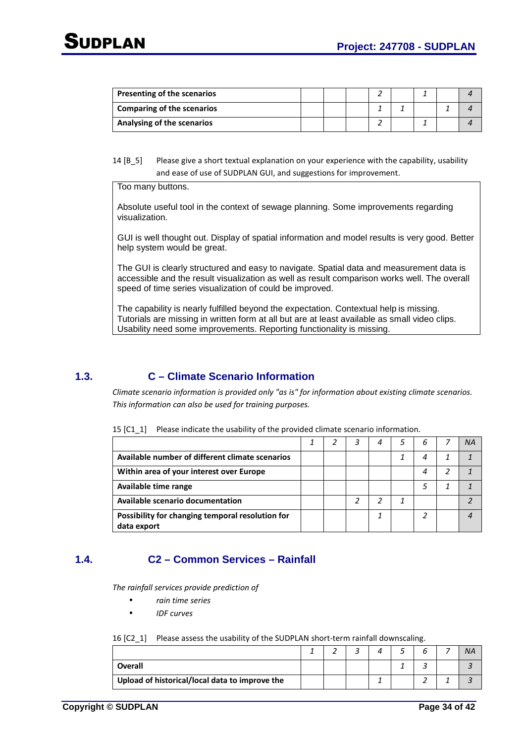| | | | | | | | | |
|---|---|---|---|---|---|---|---|---|
| **Presenting of the scenarios** | | | | *2* | | *1* | | *4* |
| **Comparing of the scenarios** | | | | *1* | *1* | | *1* | *4* |
| **Analysing of the scenarios** | | | | *2* | | *1* | | *4* |

14 [B_5] Please give a short textual explanation on your experience with the capability, usability and ease of use of SUDPLAN GUI, and suggestions for improvement.

> Too many buttons.
>
> Absolute useful tool in the context of sewage planning. Some improvements regarding visualization.
>
> GUI is well thought out. Display of spatial information and model results is very good. Better help system would be great.
>
> The GUI is clearly structured and easy to navigate. Spatial data and measurement data is accessible and the result visualization as well as result comparison works well. The overall speed of time series visualization of could be improved.
>
> The capability is nearly fulfilled beyond the expectation. Contextual help is missing. Tutorials are missing in written form at all but are at least available as small video clips. Usability need some improvements. Reporting functionality is missing.

## 1.3. C – Climate Scenario Information

*Climate scenario information is provided only "as is" for information about existing climate scenarios. This information can also be used for training purposes.*

15 [C1_1] Please indicate the usability of the provided climate scenario information.

| | *1* | *2* | *3* | *4* | *5* | *6* | *7* | *NA* |
|---|---|---|---|---|---|---|---|---|
| **Available number of different climate scenarios** | | | | | *1* | *4* | *1* | *1* |
| **Within area of your interest over Europe** | | | | | | *4* | *2* | *1* |
| **Available time range** | | | | | | *5* | *1* | *1* |
| **Available scenario documentation** | | | *2* | *2* | *1* | | | *2* |
| **Possibility for changing temporal resolution for data export** | | | | *1* | | *2* | | *4* |

## 1.4. C2 – Common Services – Rainfall

*The rainfall services provide prediction of*

- *rain time series*
- *IDF curves*

16 [C2_1] Please assess the usability of the SUDPLAN short-term rainfall downscaling.

| | *1* | *2* | *3* | *4* | *5* | *6* | *7* | *NA* |
|---|---|---|---|---|---|---|---|---|
| **Overall** | | | | | *1* | *3* | | *3* |
| **Upload of historical/local data to improve the** | | | | *1* | | *2* | *1* | *3* |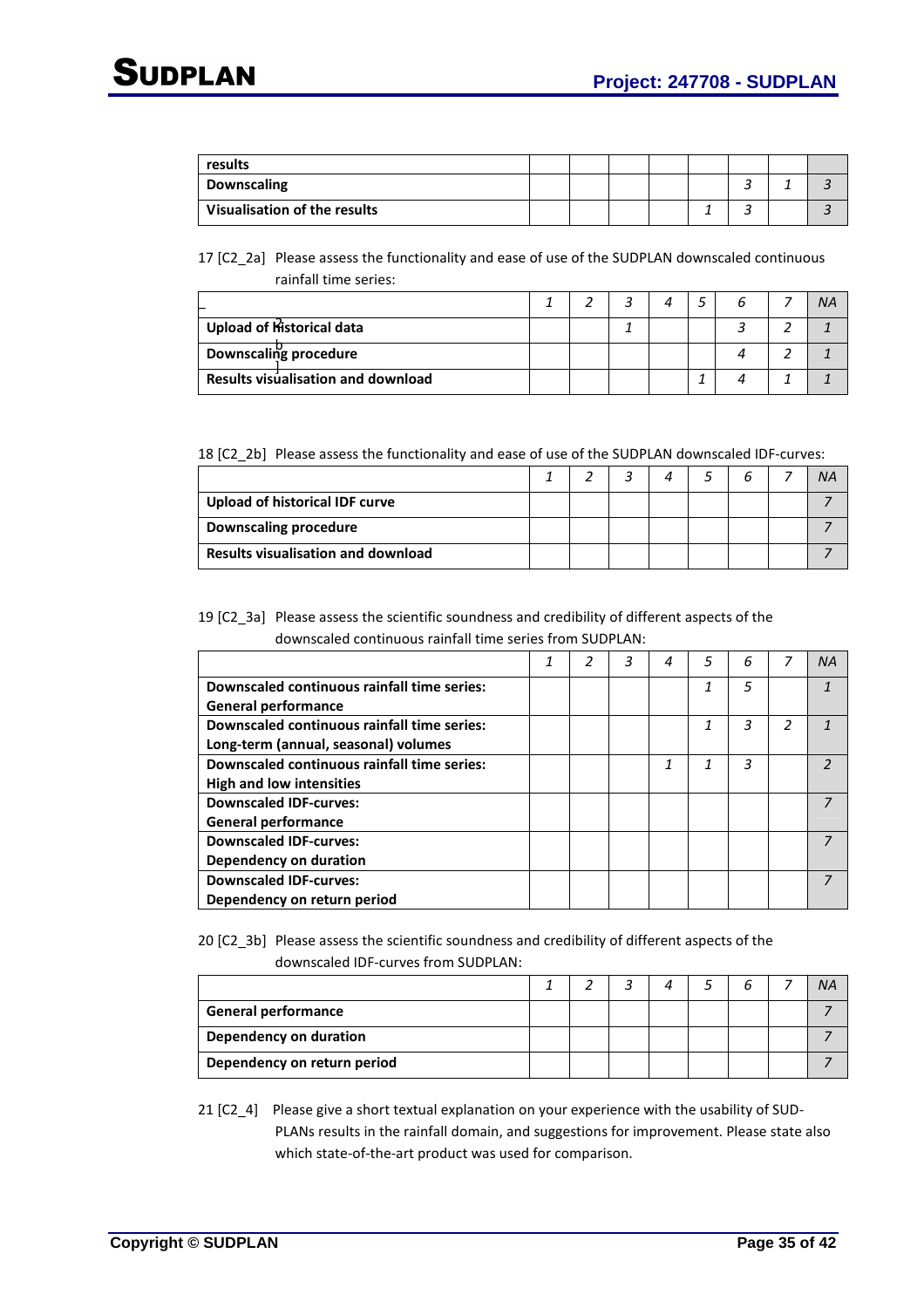| results | | | | | | | | |
|---|---|---|---|---|---|---|---|---|
| **Downscaling** | | | | | | 3 | 1 | 3 |
| **Visualisation of the results** | | | | | 1 | 3 | | 3 |

17 [C2_2a] Please assess the functionality and ease of use of the SUDPLAN downscaled continuous rainfall time series:

| | 1 | 2 | 3 | 4 | 5 | 6 | 7 | NA |
|---|---|---|---|---|---|---|---|---|
| **Upload of historical data** | | | 1 | | | 3 | 2 | 1 |
| **Downscaling procedure** | | | | | | 4 | 2 | 1 |
| **Results visualisation and download** | | | | | 1 | 4 | 1 | 1 |

18 [C2_2b] Please assess the functionality and ease of use of the SUDPLAN downscaled IDF-curves:

| | 1 | 2 | 3 | 4 | 5 | 6 | 7 | NA |
|---|---|---|---|---|---|---|---|---|
| **Upload of historical IDF curve** | | | | | | | | 7 |
| **Downscaling procedure** | | | | | | | | 7 |
| **Results visualisation and download** | | | | | | | | 7 |

19 [C2_3a] Please assess the scientific soundness and credibility of different aspects of the downscaled continuous rainfall time series from SUDPLAN:

| | 1 | 2 | 3 | 4 | 5 | 6 | 7 | NA |
|---|---|---|---|---|---|---|---|---|
| **Downscaled continuous rainfall time series: General performance** | | | | | 1 | 5 | | 1 |
| **Downscaled continuous rainfall time series: Long-term (annual, seasonal) volumes** | | | | | 1 | 3 | 2 | 1 |
| **Downscaled continuous rainfall time series: High and low intensities** | | | | 1 | 1 | 3 | | 2 |
| **Downscaled IDF-curves: General performance** | | | | | | | | 7 |
| **Downscaled IDF-curves: Dependency on duration** | | | | | | | | 7 |
| **Downscaled IDF-curves: Dependency on return period** | | | | | | | | 7 |

20 [C2_3b] Please assess the scientific soundness and credibility of different aspects of the downscaled IDF-curves from SUDPLAN:

| | 1 | 2 | 3 | 4 | 5 | 6 | 7 | NA |
|---|---|---|---|---|---|---|---|---|
| **General performance** | | | | | | | | 7 |
| **Dependency on duration** | | | | | | | | 7 |
| **Dependency on return period** | | | | | | | | 7 |

21 [C2_4] Please give a short textual explanation on your experience with the usability of SUD-PLANs results in the rainfall domain, and suggestions for improvement. Please state also which state-of-the-art product was used for comparison.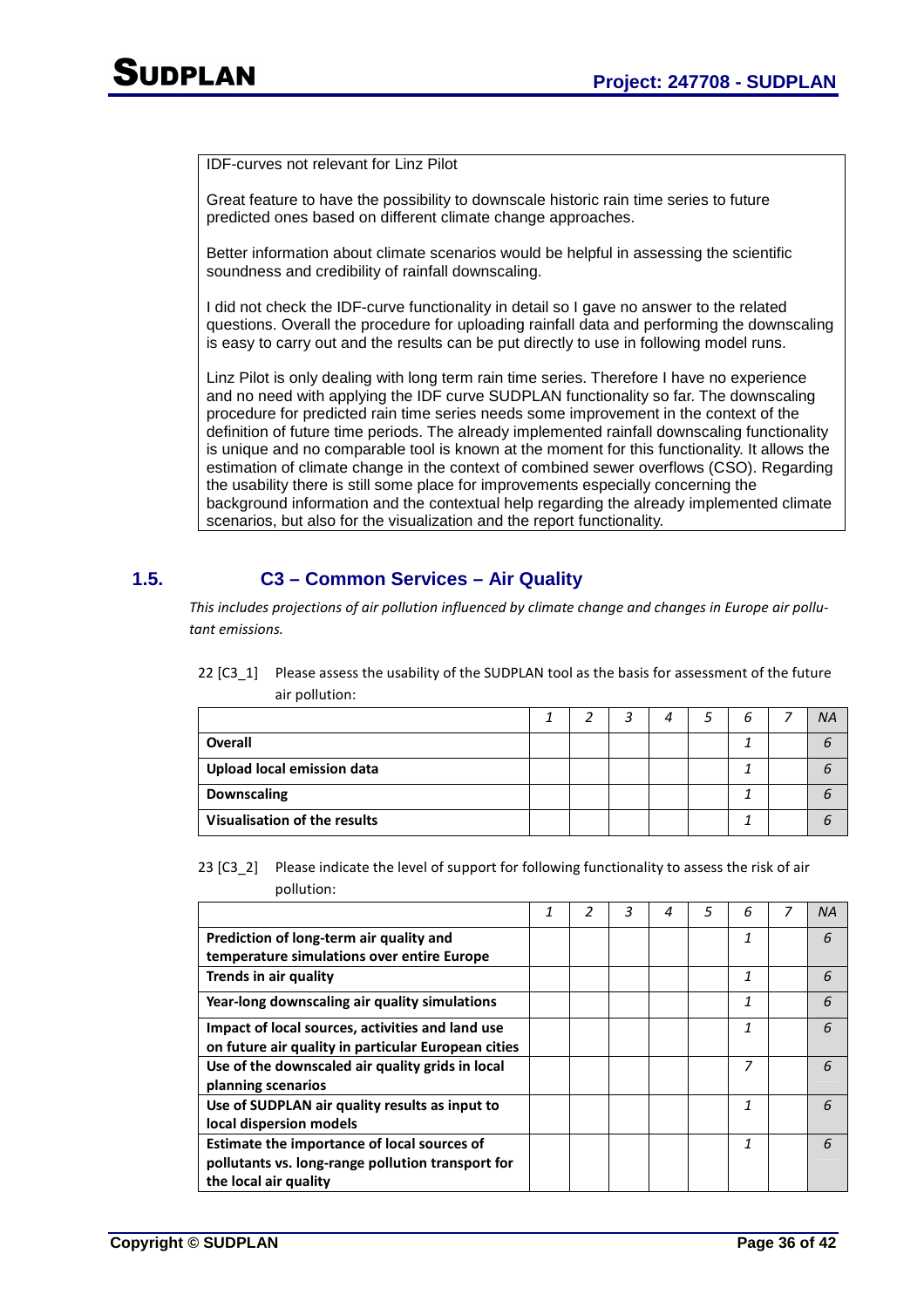| IDF-curves not relevant for Linz Pilot<br><br>Great feature to have the possibility to downscale historic rain time series to future predicted ones based on different climate change approaches.<br><br>Better information about climate scenarios would be helpful in assessing the scientific soundness and credibility of rainfall downscaling.<br><br>I did not check the IDF-curve functionality in detail so I gave no answer to the related questions. Overall the procedure for uploading rainfall data and performing the downscaling is easy to carry out and the results can be put directly to use in following model runs.<br><br>Linz Pilot is only dealing with long term rain time series. Therefore I have no experience and no need with applying the IDF curve SUDPLAN functionality so far. The downscaling procedure for predicted rain time series needs some improvement in the context of the definition of future time periods. The already implemented rainfall downscaling functionality is unique and no comparable tool is known at the moment for this functionality. It allows the estimation of climate change in the context of combined sewer overflows (CSO). Regarding the usability there is still some place for improvements especially concerning the background information and the contextual help regarding the already implemented climate scenarios, but also for the visualization and the report functionality. |
|---|

## 1.5. C3 – Common Services – Air Quality

*This includes projections of air pollution influenced by climate change and changes in Europe air pollutant emissions.*

22 [C3_1] Please assess the usability of the SUDPLAN tool as the basis for assessment of the future air pollution:

| | *1* | *2* | *3* | *4* | *5* | *6* | *7* | *NA* |
|---|---|---|---|---|---|---|---|---|
| **Overall** | | | | | | *1* | | *6* |
| **Upload local emission data** | | | | | | *1* | | *6* |
| **Downscaling** | | | | | | *1* | | *6* |
| **Visualisation of the results** | | | | | | *1* | | *6* |

23 [C3_2] Please indicate the level of support for following functionality to assess the risk of air pollution:

| | *1* | *2* | *3* | *4* | *5* | *6* | *7* | *NA* |
|---|---|---|---|---|---|---|---|---|
| **Prediction of long-term air quality and temperature simulations over entire Europe** | | | | | | *1* | | *6* |
| **Trends in air quality** | | | | | | *1* | | *6* |
| **Year-long downscaling air quality simulations** | | | | | | *1* | | *6* |
| **Impact of local sources, activities and land use on future air quality in particular European cities** | | | | | | *1* | | *6* |
| **Use of the downscaled air quality grids in local planning scenarios** | | | | | | *7* | | *6* |
| **Use of SUDPLAN air quality results as input to local dispersion models** | | | | | | *1* | | *6* |
| **Estimate the importance of local sources of pollutants vs. long-range pollution transport for the local air quality** | | | | | | *1* | | *6* |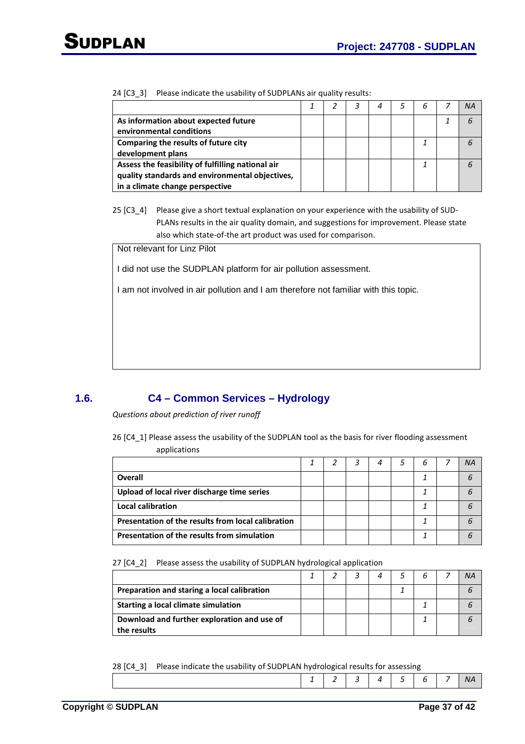24 [C3_3] Please indicate the usability of SUDPLANs air quality results:

| | 1 | 2 | 3 | 4 | 5 | 6 | 7 | NA |
|---|---|---|---|---|---|---|---|---|
| **As information about expected future environmental conditions** | | | | | | | 1 | 6 |
| **Comparing the results of future city development plans** | | | | | | 1 | | 6 |
| **Assess the feasibility of fulfilling national air quality standards and environmental objectives, in a climate change perspective** | | | | | | 1 | | 6 |

25 [C3_4] Please give a short textual explanation on your experience with the usability of SUD-PLANs results in the air quality domain, and suggestions for improvement. Please state also which state-of-the art product was used for comparison.

Not relevant for Linz Pilot

I did not use the SUDPLAN platform for air pollution assessment.

I am not involved in air pollution and I am therefore not familiar with this topic.

## 1.6. C4 – Common Services – Hydrology

*Questions about prediction of river runoff*

26 [C4_1] Please assess the usability of the SUDPLAN tool as the basis for river flooding assessment applications

| | 1 | 2 | 3 | 4 | 5 | 6 | 7 | NA |
|---|---|---|---|---|---|---|---|---|
| **Overall** | | | | | | 1 | | 6 |
| **Upload of local river discharge time series** | | | | | | 1 | | 6 |
| **Local calibration** | | | | | | 1 | | 6 |
| **Presentation of the results from local calibration** | | | | | | 1 | | 6 |
| **Presentation of the results from simulation** | | | | | | 1 | | 6 |

27 [C4_2] Please assess the usability of SUDPLAN hydrological application

| | 1 | 2 | 3 | 4 | 5 | 6 | 7 | NA |
|---|---|---|---|---|---|---|---|---|
| **Preparation and staring a local calibration** | | | | | 1 | | | 6 |
| **Starting a local climate simulation** | | | | | | 1 | | 6 |
| **Download and further exploration and use of the results** | | | | | | 1 | | 6 |

28 [C4_3] Please indicate the usability of SUDPLAN hydrological results for assessing

| | 1 | 2 | 3 | 4 | 5 | 6 | 7 | NA |
|---|---|---|---|---|---|---|---|---|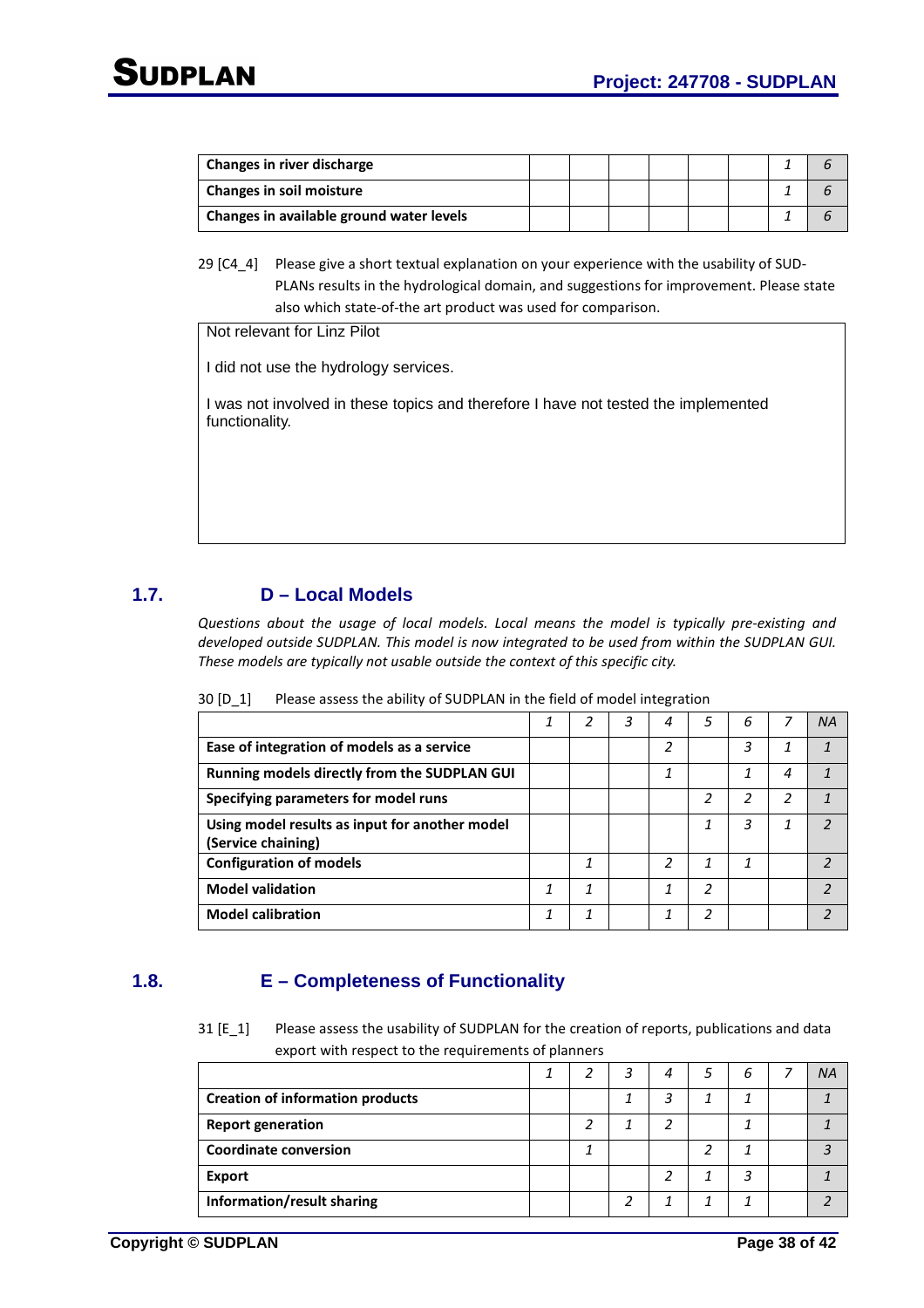| | | | | | | | | |
|---|---|---|---|---|---|---|---|---|
| **Changes in river discharge** | | | | | | | 1 | 6 |
| **Changes in soil moisture** | | | | | | | 1 | 6 |
| **Changes in available ground water levels** | | | | | | | 1 | 6 |

29 [C4_4] Please give a short textual explanation on your experience with the usability of SUD-PLANs results in the hydrological domain, and suggestions for improvement. Please state also which state-of-the art product was used for comparison.

> Not relevant for Linz Pilot
>
> I did not use the hydrology services.
>
> I was not involved in these topics and therefore I have not tested the implemented functionality.

## 1.7. D – Local Models

*Questions about the usage of local models. Local means the model is typically pre-existing and developed outside SUDPLAN. This model is now integrated to be used from within the SUDPLAN GUI. These models are typically not usable outside the context of this specific city.*

30 [D_1] Please assess the ability of SUDPLAN in the field of model integration

| | *1* | *2* | *3* | *4* | *5* | *6* | *7* | *NA* |
|---|---|---|---|---|---|---|---|---|
| **Ease of integration of models as a service** | | | | *2* | | *3* | *1* | *1* |
| **Running models directly from the SUDPLAN GUI** | | | | *1* | | *1* | *4* | *1* |
| **Specifying parameters for model runs** | | | | | *2* | *2* | *2* | *1* |
| **Using model results as input for another model (Service chaining)** | | | | | *1* | *3* | *1* | *2* |
| **Configuration of models** | | *1* | | *2* | *1* | *1* | | *2* |
| **Model validation** | *1* | *1* | | *1* | *2* | | | *2* |
| **Model calibration** | *1* | *1* | | *1* | *2* | | | *2* |

## 1.8. E – Completeness of Functionality

31 [E_1] Please assess the usability of SUDPLAN for the creation of reports, publications and data export with respect to the requirements of planners

| | *1* | *2* | *3* | *4* | *5* | *6* | *7* | *NA* |
|---|---|---|---|---|---|---|---|---|
| **Creation of information products** | | | *1* | *3* | *1* | *1* | | *1* |
| **Report generation** | | *2* | *1* | *2* | | *1* | | *1* |
| **Coordinate conversion** | | *1* | | | *2* | *1* | | *3* |
| **Export** | | | | *2* | *1* | *3* | | *1* |
| **Information/result sharing** | | | *2* | *1* | *1* | *1* | | *2* |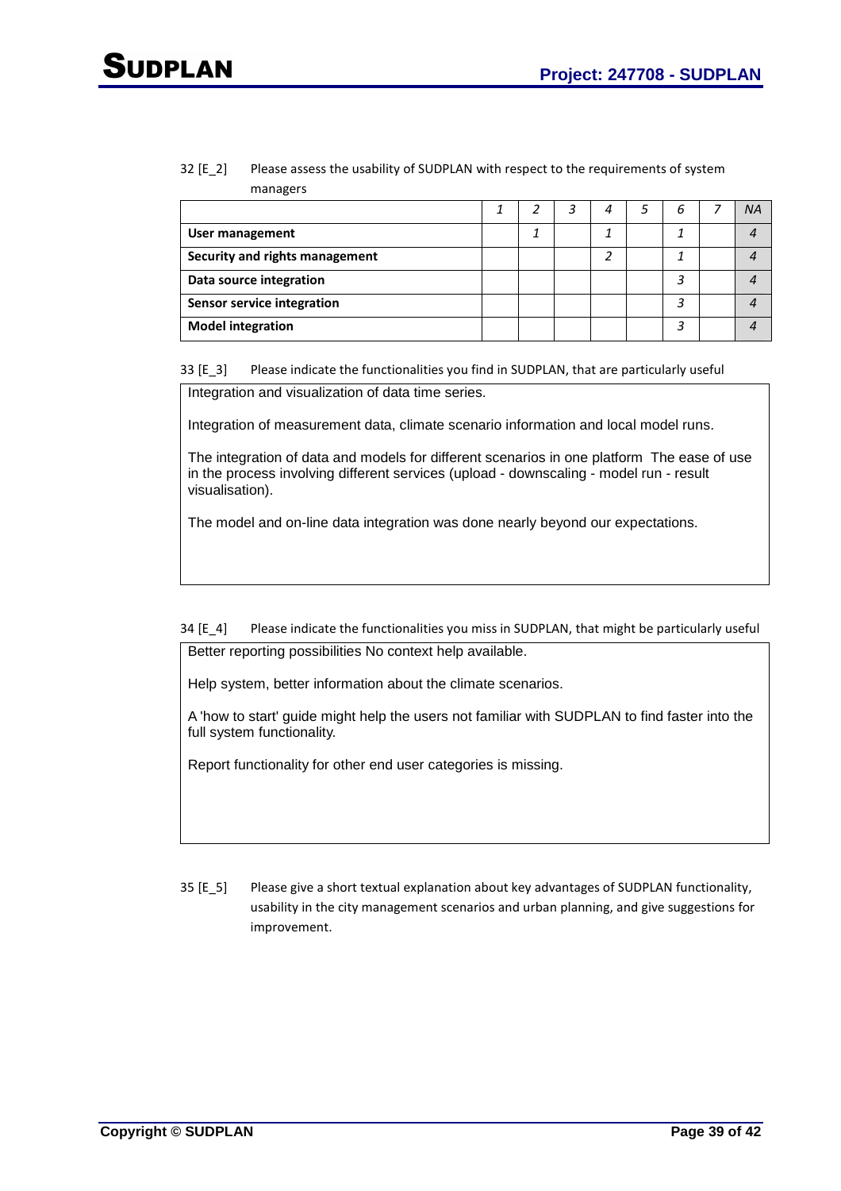32 [E_2] Please assess the usability of SUDPLAN with respect to the requirements of system managers

| | 1 | 2 | 3 | 4 | 5 | 6 | 7 | NA |
|---|---|---|---|---|---|---|---|---|
| **User management** | | 1 | | 1 | | 1 | | 4 |
| **Security and rights management** | | | | 2 | | 1 | | 4 |
| **Data source integration** | | | | | | 3 | | 4 |
| **Sensor service integration** | | | | | | 3 | | 4 |
| **Model integration** | | | | | | 3 | | 4 |

33 [E_3] Please indicate the functionalities you find in SUDPLAN, that are particularly useful

Integration and visualization of data time series.

Integration of measurement data, climate scenario information and local model runs.

The integration of data and models for different scenarios in one platform The ease of use in the process involving different services (upload - downscaling - model run - result visualisation).

The model and on-line data integration was done nearly beyond our expectations.

34 [E_4] Please indicate the functionalities you miss in SUDPLAN, that might be particularly useful

Better reporting possibilities No context help available.

Help system, better information about the climate scenarios.

A 'how to start' guide might help the users not familiar with SUDPLAN to find faster into the full system functionality.

Report functionality for other end user categories is missing.

35 [E_5] Please give a short textual explanation about key advantages of SUDPLAN functionality, usability in the city management scenarios and urban planning, and give suggestions for improvement.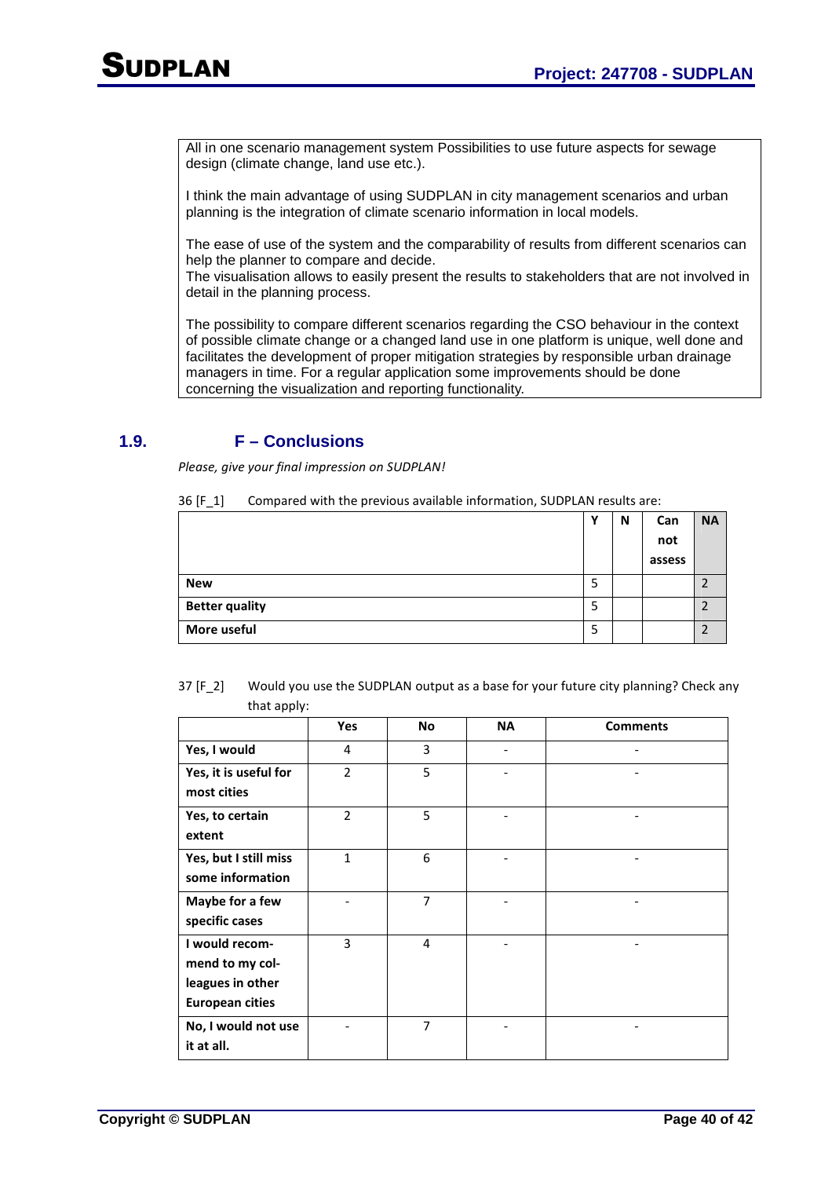| All in one scenario management system Possibilities to use future aspects for sewage design (climate change, land use etc.).<br><br>I think the main advantage of using SUDPLAN in city management scenarios and urban planning is the integration of climate scenario information in local models.<br><br>The ease of use of the system and the comparability of results from different scenarios can help the planner to compare and decide.<br>The visualisation allows to easily present the results to stakeholders that are not involved in detail in the planning process.<br><br>The possibility to compare different scenarios regarding the CSO behaviour in the context of possible climate change or a changed land use in one platform is unique, well done and facilitates the development of proper mitigation strategies by responsible urban drainage managers in time. For a regular application some improvements should be done concerning the visualization and reporting functionality. |
|---|

## 1.9. F – Conclusions

*Please, give your final impression on SUDPLAN!*

36 [F_1] Compared with the previous available information, SUDPLAN results are:

| | Y | N | Can not assess | NA |
|---|---|---|---|---|
| **New** | 5 | | | 2 |
| **Better quality** | 5 | | | 2 |
| **More useful** | 5 | | | 2 |

37 [F_2] Would you use the SUDPLAN output as a base for your future city planning? Check any that apply:

| | Yes | No | NA | Comments |
|---|---|---|---|---|
| **Yes, I would** | 4 | 3 | - | - |
| **Yes, it is useful for most cities** | 2 | 5 | - | - |
| **Yes, to certain extent** | 2 | 5 | - | - |
| **Yes, but I still miss some information** | 1 | 6 | - | - |
| **Maybe for a few specific cases** | - | 7 | - | - |
| **I would recommend to my colleagues in other European cities** | 3 | 4 | - | - |
| **No, I would not use it at all.** | - | 7 | - | - |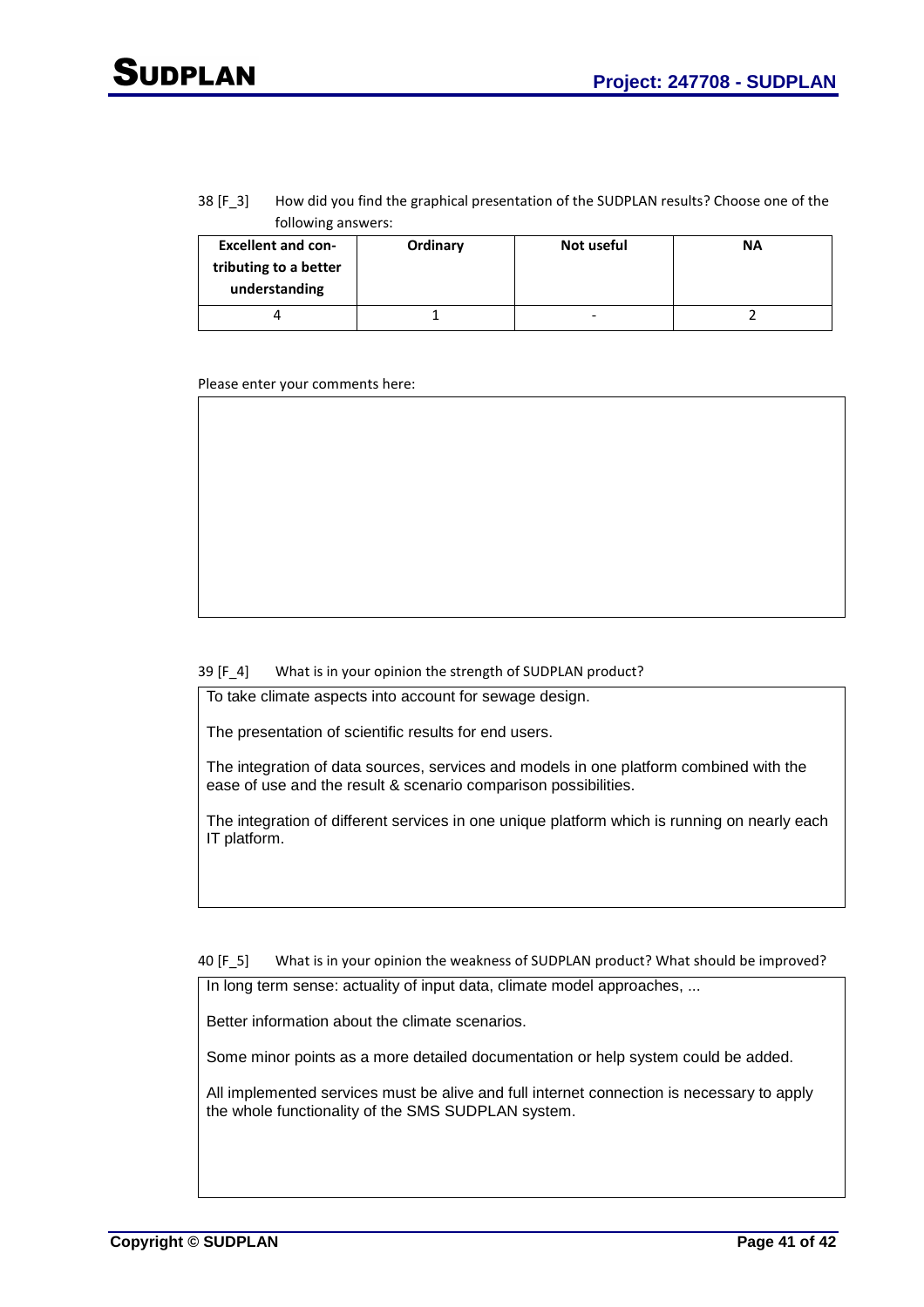38 [F_3] How did you find the graphical presentation of the SUDPLAN results? Choose one of the following answers:

| Excellent and contributing to a better understanding | Ordinary | Not useful | NA |
|---|---|---|---|
| 4 | 1 | - | 2 |

Please enter your comments here:

39 [F_4] What is in your opinion the strength of SUDPLAN product?

To take climate aspects into account for sewage design.

The presentation of scientific results for end users.

The integration of data sources, services and models in one platform combined with the ease of use and the result & scenario comparison possibilities.

The integration of different services in one unique platform which is running on nearly each IT platform.

40 [F_5] What is in your opinion the weakness of SUDPLAN product? What should be improved?

In long term sense: actuality of input data, climate model approaches, ...

Better information about the climate scenarios.

Some minor points as a more detailed documentation or help system could be added.

All implemented services must be alive and full internet connection is necessary to apply the whole functionality of the SMS SUDPLAN system.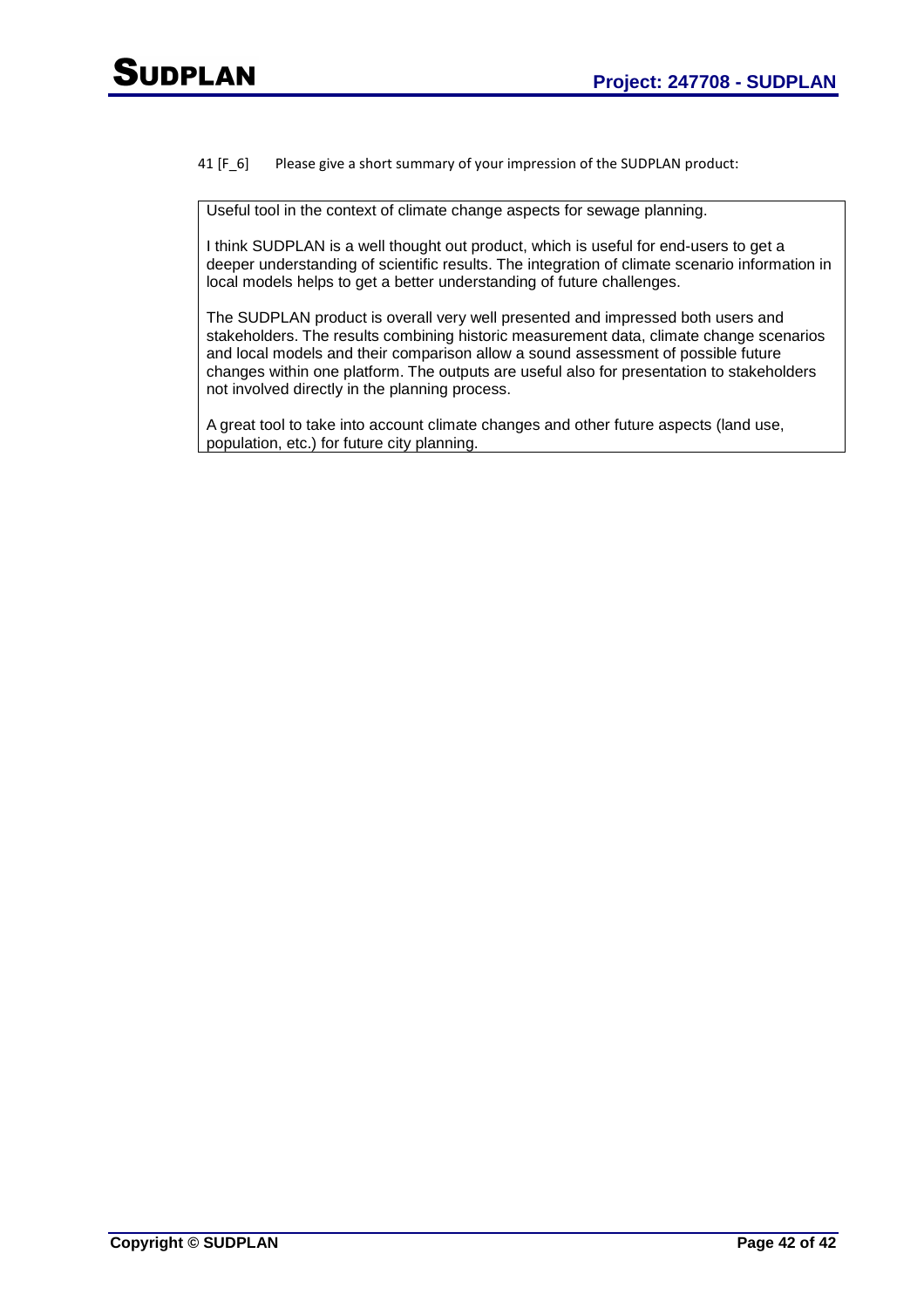41 [F_6] Please give a short summary of your impression of the SUDPLAN product:

Useful tool in the context of climate change aspects for sewage planning.

I think SUDPLAN is a well thought out product, which is useful for end-users to get a deeper understanding of scientific results. The integration of climate scenario information in local models helps to get a better understanding of future challenges.

The SUDPLAN product is overall very well presented and impressed both users and stakeholders. The results combining historic measurement data, climate change scenarios and local models and their comparison allow a sound assessment of possible future changes within one platform. The outputs are useful also for presentation to stakeholders not involved directly in the planning process.

A great tool to take into account climate changes and other future aspects (land use, population, etc.) for future city planning.